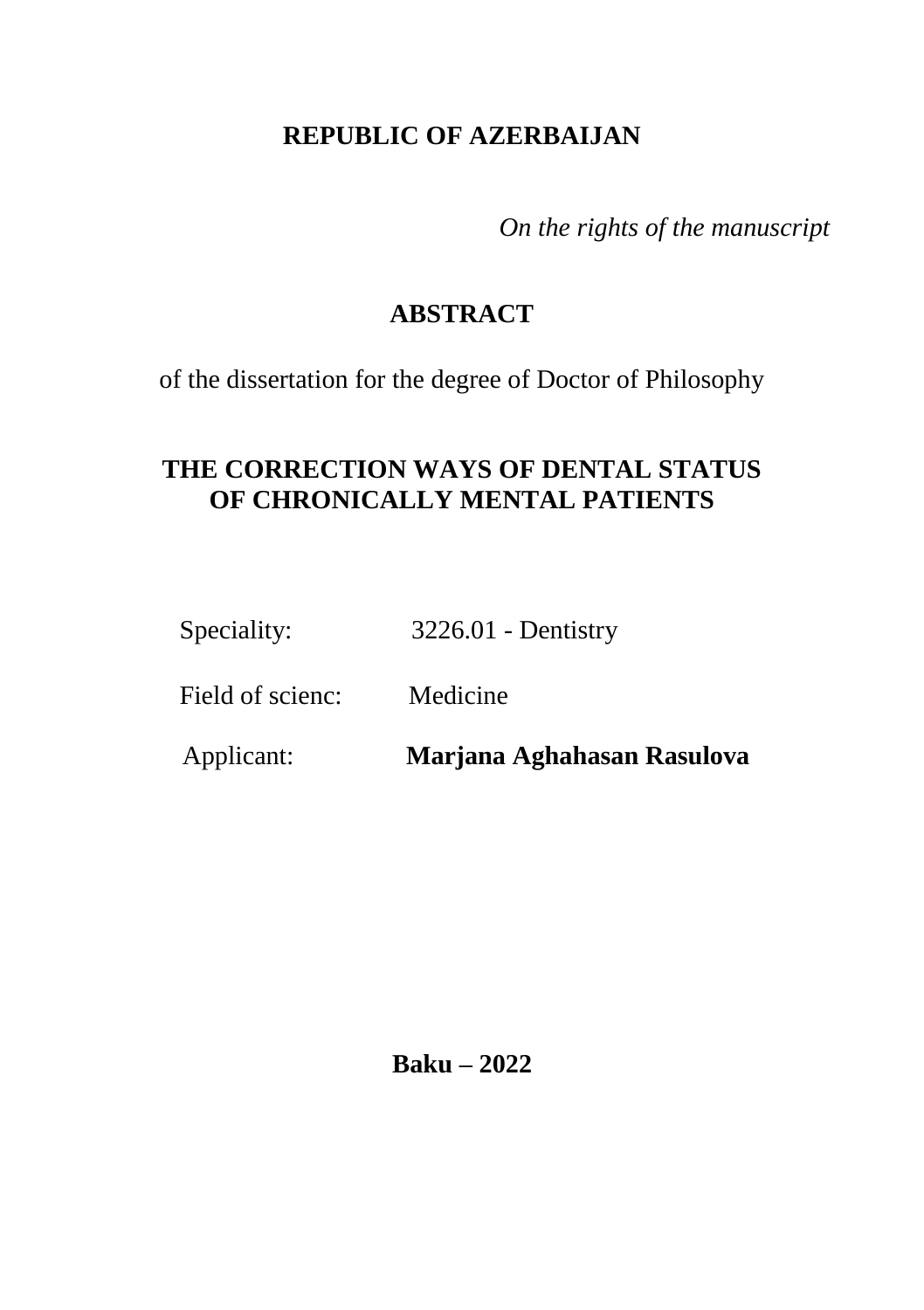**REPUBLIC OF AZERBAIJAN**

*On the rights of the manuscript*

# ABSTRACT

of the dissertation for the degree of Doctor of Philosophy

# THE CORRECTION WAYS OF DENTAL STATUS OF CHRONICALLY MENTAL PATIENTS

Speciality: 3226.01 - Dentistry

Field of scienc: Medicine

Applicant: **Marjana Aghahasan Rasulova**

**Baku – 2022**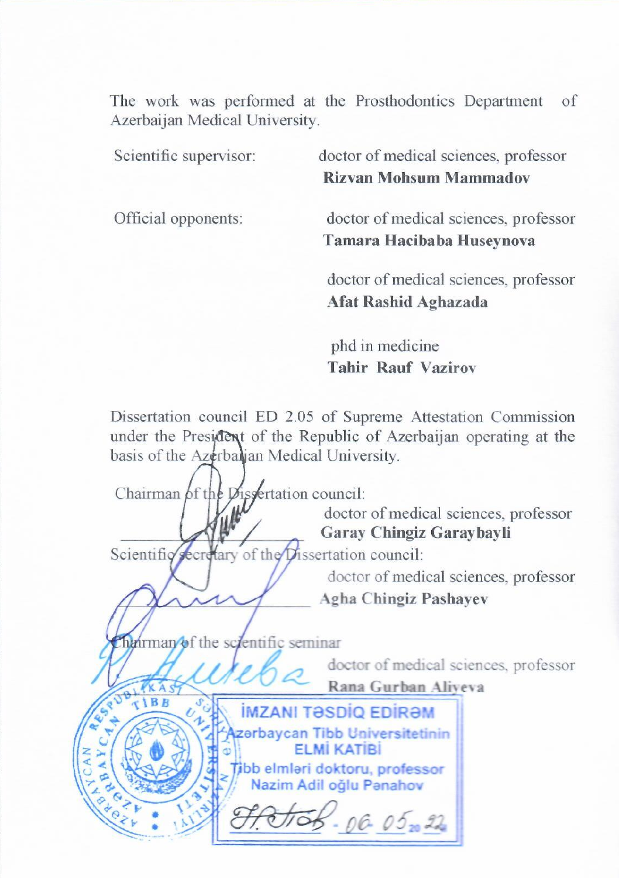The work was performed at the Prosthodontics Department of Azerbaijan Medical University.

Scientific supervisor: doctor of medical sciences, professor
**Rizvan Mohsum Mammadov**

Official opponents: doctor of medical sciences, professor
**Tamara Hacibaba Huseynova**

doctor of medical sciences, professor
**Afat Rashid Aghazada**

phd in medicine
**Tahir Rauf Vazirov**

Dissertation council ED 2.05 of Supreme Attestation Commission under the President of the Republic of Azerbaijan operating at the basis of the Azerbaijan Medical University.

Chairman of the Dissertation council:
doctor of medical sciences, professor
**Garay Chingiz Garaybayli**

Scientific secretary of the Dissertation council:
doctor of medical sciences, professor
**Agha Chingiz Pashayev**

Chairman of the scientific seminar
doctor of medical sciences, professor
**Rana Gurban Aliyeva**

İMZANI TƏSDİQ EDİRƏM
Azərbaycan Tibb Universitetinin
ELMİ KATİBİ
Tibb elmləri doktoru, professor
Nazim Adil oğlu Pənahov
06.05.2022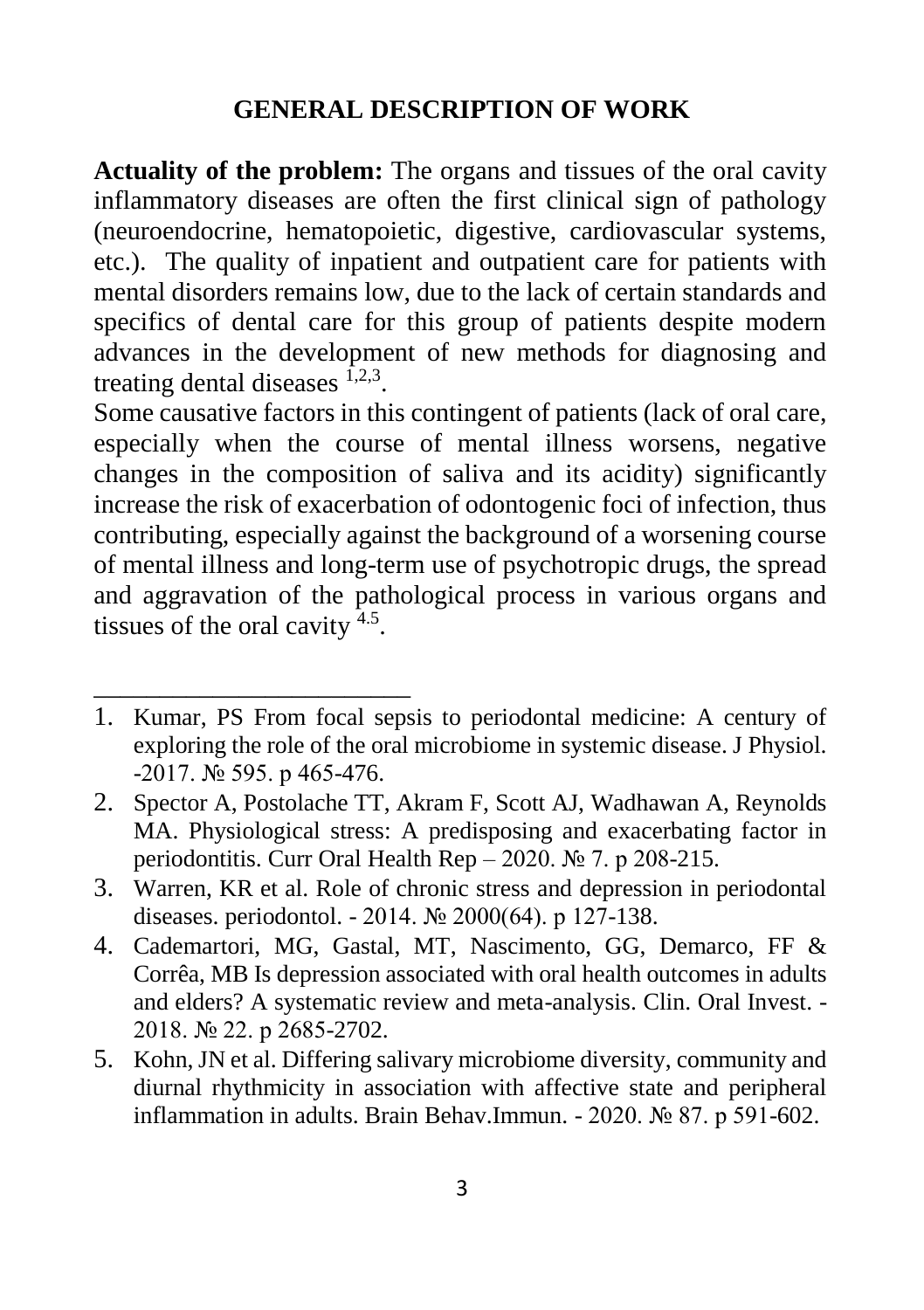## GENERAL DESCRIPTION OF WORK

**Actuality of the problem:** The organs and tissues of the oral cavity inflammatory diseases are often the first clinical sign of pathology (neuroendocrine, hematopoietic, digestive, cardiovascular systems, etc.). The quality of inpatient and outpatient care for patients with mental disorders remains low, due to the lack of certain standards and specifics of dental care for this group of patients despite modern advances in the development of new methods for diagnosing and treating dental diseases [1,2,3].

Some causative factors in this contingent of patients (lack of oral care, especially when the course of mental illness worsens, negative changes in the composition of saliva and its acidity) significantly increase the risk of exacerbation of odontogenic foci of infection, thus contributing, especially against the background of a worsening course of mental illness and long-term use of psychotropic drugs, the spread and aggravation of the pathological process in various organs and tissues of the oral cavity [4.5].

---

1. Kumar, PS From focal sepsis to periodontal medicine: A century of exploring the role of the oral microbiome in systemic disease. J Physiol. -2017. № 595. p 465-476.
2. Spector A, Postolache TT, Akram F, Scott AJ, Wadhawan A, Reynolds MA. Physiological stress: A predisposing and exacerbating factor in periodontitis. Curr Oral Health Rep – 2020. № 7. p 208-215.
3. Warren, KR et al. Role of chronic stress and depression in periodontal diseases. periodontol. - 2014. № 2000(64). p 127-138.
4. Cademartori, MG, Gastal, MT, Nascimento, GG, Demarco, FF & Corrêa, MB Is depression associated with oral health outcomes in adults and elders? A systematic review and meta-analysis. Clin. Oral Invest. - 2018. № 22. p 2685-2702.
5. Kohn, JN et al. Differing salivary microbiome diversity, community and diurnal rhythmicity in association with affective state and peripheral inflammation in adults. Brain Behav.Immun. - 2020. № 87. p 591-602.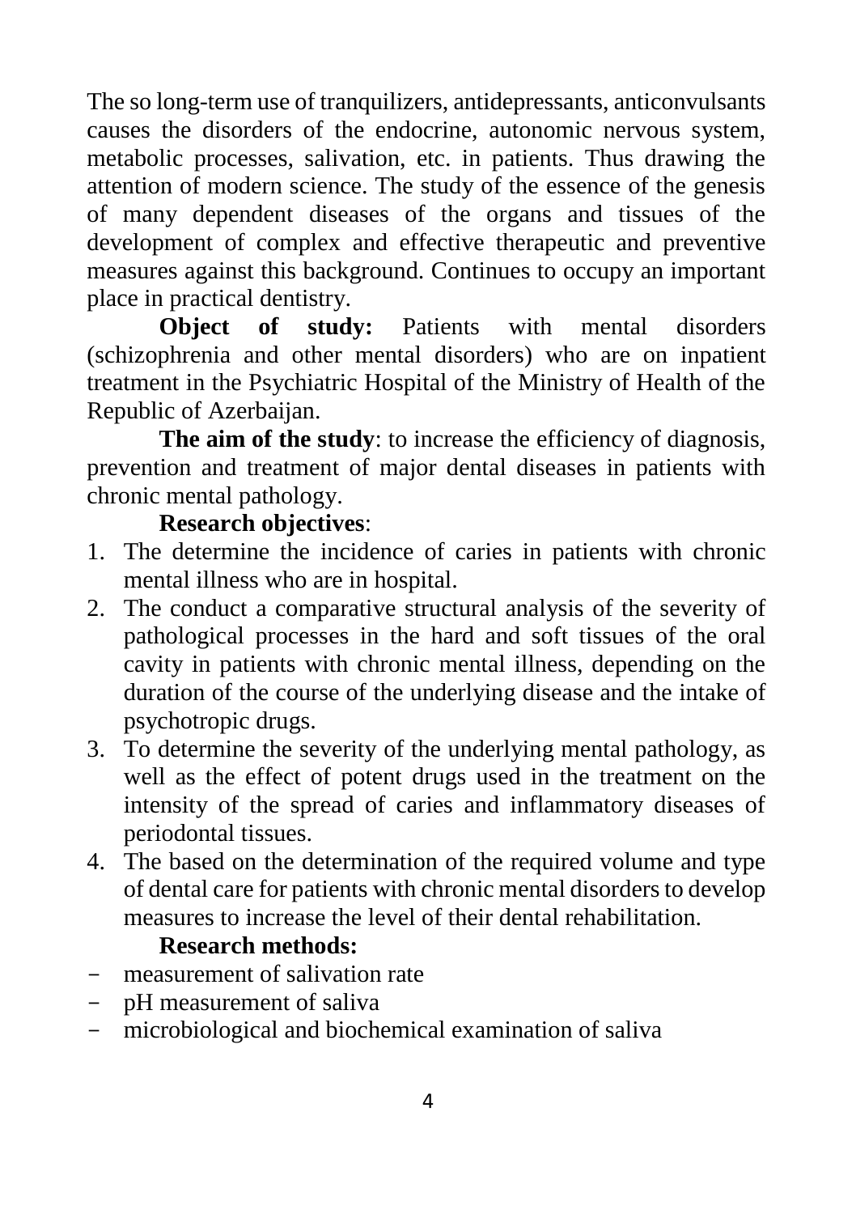The so long-term use of tranquilizers, antidepressants, anticonvulsants causes the disorders of the endocrine, autonomic nervous system, metabolic processes, salivation, etc. in patients. Thus drawing the attention of modern science. The study of the essence of the genesis of many dependent diseases of the organs and tissues of the development of complex and effective therapeutic and preventive measures against this background. Continues to occupy an important place in practical dentistry.

**Object of study:** Patients with mental disorders (schizophrenia and other mental disorders) who are on inpatient treatment in the Psychiatric Hospital of the Ministry of Health of the Republic of Azerbaijan.

**The aim of the study**: to increase the efficiency of diagnosis, prevention and treatment of major dental diseases in patients with chronic mental pathology.

**Research objectives**:

1. The determine the incidence of caries in patients with chronic mental illness who are in hospital.
2. The conduct a comparative structural analysis of the severity of pathological processes in the hard and soft tissues of the oral cavity in patients with chronic mental illness, depending on the duration of the course of the underlying disease and the intake of psychotropic drugs.
3. To determine the severity of the underlying mental pathology, as well as the effect of potent drugs used in the treatment on the intensity of the spread of caries and inflammatory diseases of periodontal tissues.
4. The based on the determination of the required volume and type of dental care for patients with chronic mental disorders to develop measures to increase the level of their dental rehabilitation.

**Research methods:**

- measurement of salivation rate
- pH measurement of saliva
- microbiological and biochemical examination of saliva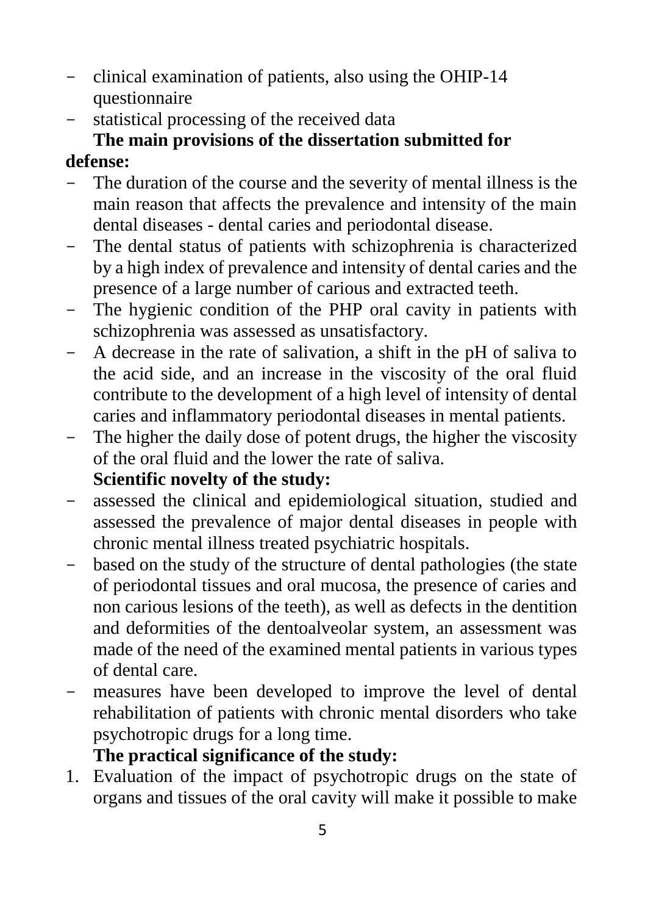- clinical examination of patients, also using the OHIP-14 questionnaire
- statistical processing of the received data

**The main provisions of the dissertation submitted for defense:**

- The duration of the course and the severity of mental illness is the main reason that affects the prevalence and intensity of the main dental diseases - dental caries and periodontal disease.
- The dental status of patients with schizophrenia is characterized by a high index of prevalence and intensity of dental caries and the presence of a large number of carious and extracted teeth.
- The hygienic condition of the PHP oral cavity in patients with schizophrenia was assessed as unsatisfactory.
- A decrease in the rate of salivation, a shift in the pH of saliva to the acid side, and an increase in the viscosity of the oral fluid contribute to the development of a high level of intensity of dental caries and inflammatory periodontal diseases in mental patients.
- The higher the daily dose of potent drugs, the higher the viscosity of the oral fluid and the lower the rate of saliva.

**Scientific novelty of the study:**

- assessed the clinical and epidemiological situation, studied and assessed the prevalence of major dental diseases in people with chronic mental illness treated psychiatric hospitals.
- based on the study of the structure of dental pathologies (the state of periodontal tissues and oral mucosa, the presence of caries and non carious lesions of the teeth), as well as defects in the dentition and deformities of the dentoalveolar system, an assessment was made of the need of the examined mental patients in various types of dental care.
- measures have been developed to improve the level of dental rehabilitation of patients with chronic mental disorders who take psychotropic drugs for a long time.

**The practical significance of the study:**

1. Evaluation of the impact of psychotropic drugs on the state of organs and tissues of the oral cavity will make it possible to make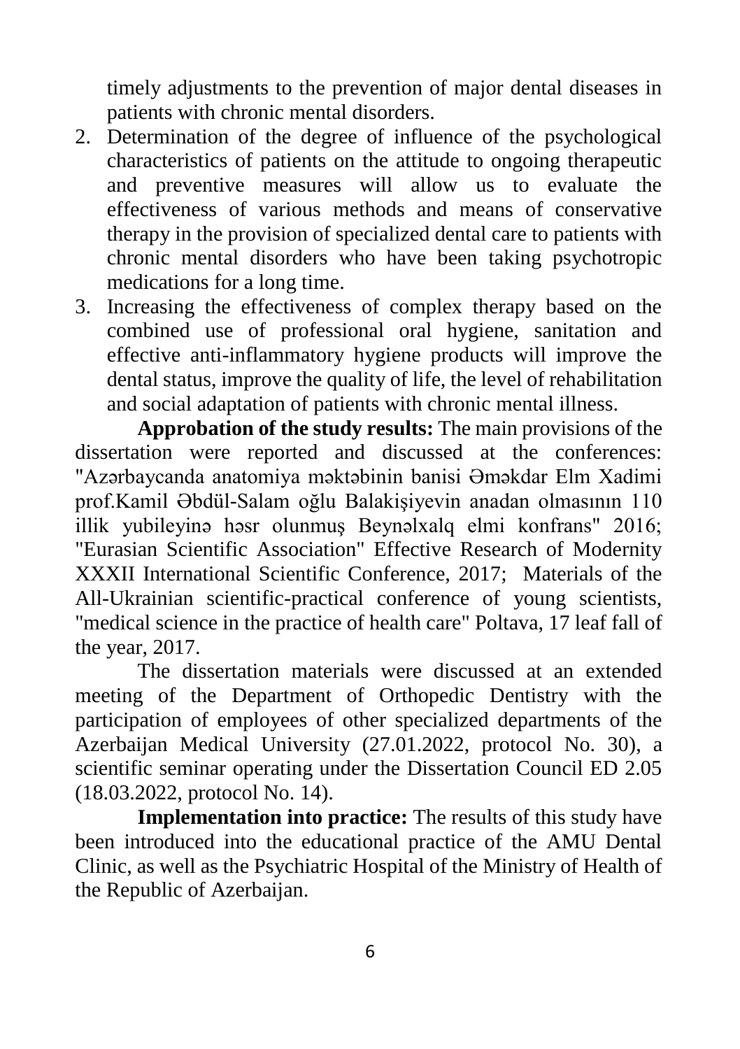timely adjustments to the prevention of major dental diseases in patients with chronic mental disorders.

2. Determination of the degree of influence of the psychological characteristics of patients on the attitude to ongoing therapeutic and preventive measures will allow us to evaluate the effectiveness of various methods and means of conservative therapy in the provision of specialized dental care to patients with chronic mental disorders who have been taking psychotropic medications for a long time.
3. Increasing the effectiveness of complex therapy based on the combined use of professional oral hygiene, sanitation and effective anti-inflammatory hygiene products will improve the dental status, improve the quality of life, the level of rehabilitation and social adaptation of patients with chronic mental illness.

**Approbation of the study results:** The main provisions of the dissertation were reported and discussed at the conferences: "Azərbaycanda anatomiya məktəbinin banisi Əməkdar Elm Xadimi prof.Kamil Əbdül-Salam oğlu Balakişiyevin anadan olmasının 110 illik yubileyinə həsr olunmuş Beynəlxalq elmi konfrans" 2016; "Eurasian Scientific Association" Effective Research of Modernity XXXII International Scientific Conference, 2017; Materials of the All-Ukrainian scientific-practical conference of young scientists, "medical science in the practice of health care" Poltava, 17 leaf fall of the year, 2017.

The dissertation materials were discussed at an extended meeting of the Department of Orthopedic Dentistry with the participation of employees of other specialized departments of the Azerbaijan Medical University (27.01.2022, protocol No. 30), a scientific seminar operating under the Dissertation Council ED 2.05 (18.03.2022, protocol No. 14).

**Implementation into practice:** The results of this study have been introduced into the educational practice of the AMU Dental Clinic, as well as the Psychiatric Hospital of the Ministry of Health of the Republic of Azerbaijan.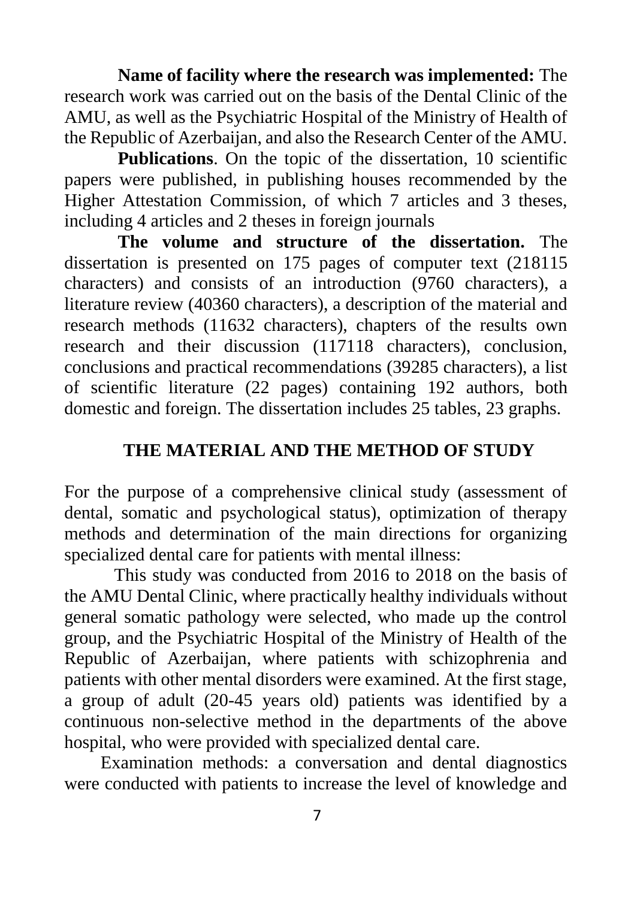**Name of facility where the research was implemented:** The research work was carried out on the basis of the Dental Clinic of the AMU, as well as the Psychiatric Hospital of the Ministry of Health of the Republic of Azerbaijan, and also the Research Center of the AMU.

**Publications**. On the topic of the dissertation, 10 scientific papers were published, in publishing houses recommended by the Higher Attestation Commission, of which 7 articles and 3 theses, including 4 articles and 2 theses in foreign journals

**The volume and structure of the dissertation.** The dissertation is presented on 175 pages of computer text (218115 characters) and consists of an introduction (9760 characters), a literature review (40360 characters), a description of the material and research methods (11632 characters), chapters of the results own research and their discussion (117118 characters), conclusion, conclusions and practical recommendations (39285 characters), a list of scientific literature (22 pages) containing 192 authors, both domestic and foreign. The dissertation includes 25 tables, 23 graphs.

## THE MATERIAL AND THE METHOD OF STUDY

For the purpose of a comprehensive clinical study (assessment of dental, somatic and psychological status), optimization of therapy methods and determination of the main directions for organizing specialized dental care for patients with mental illness:

This study was conducted from 2016 to 2018 on the basis of the AMU Dental Clinic, where practically healthy individuals without general somatic pathology were selected, who made up the control group, and the Psychiatric Hospital of the Ministry of Health of the Republic of Azerbaijan, where patients with schizophrenia and patients with other mental disorders were examined. At the first stage, a group of adult (20-45 years old) patients was identified by a continuous non-selective method in the departments of the above hospital, who were provided with specialized dental care.

Examination methods: a conversation and dental diagnostics were conducted with patients to increase the level of knowledge and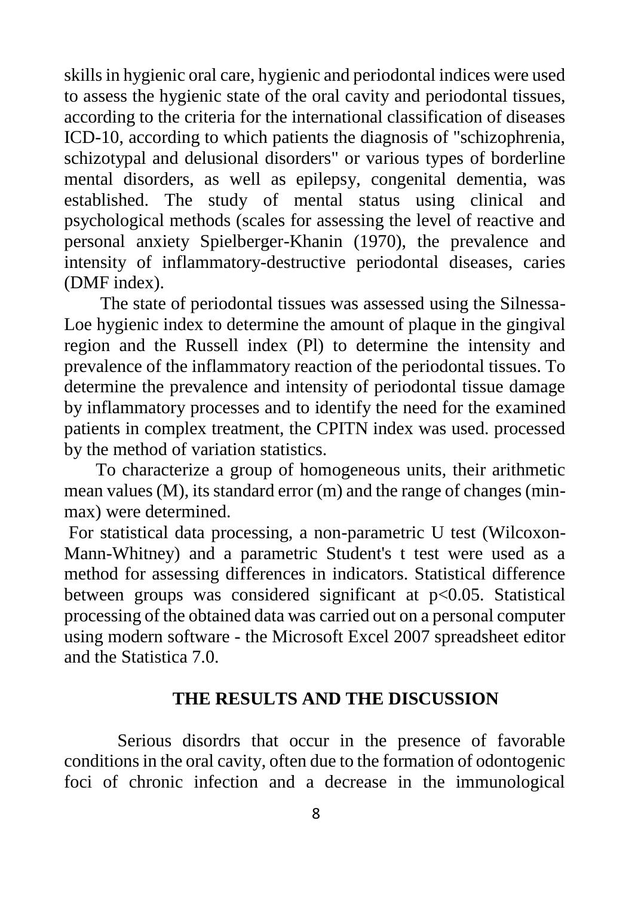skills in hygienic oral care, hygienic and periodontal indices were used to assess the hygienic state of the oral cavity and periodontal tissues, according to the criteria for the international classification of diseases ICD-10, according to which patients the diagnosis of "schizophrenia, schizotypal and delusional disorders" or various types of borderline mental disorders, as well as epilepsy, congenital dementia, was established. The study of mental status using clinical and psychological methods (scales for assessing the level of reactive and personal anxiety Spielberger-Khanin (1970), the prevalence and intensity of inflammatory-destructive periodontal diseases, caries (DMF index).

The state of periodontal tissues was assessed using the Silnessa-Loe hygienic index to determine the amount of plaque in the gingival region and the Russell index (Pl) to determine the intensity and prevalence of the inflammatory reaction of the periodontal tissues. To determine the prevalence and intensity of periodontal tissue damage by inflammatory processes and to identify the need for the examined patients in complex treatment, the CPITN index was used. processed by the method of variation statistics.

To characterize a group of homogeneous units, their arithmetic mean values (M), its standard error (m) and the range of changes (min-max) were determined.

For statistical data processing, a non-parametric U test (Wilcoxon-Mann-Whitney) and a parametric Student's t test were used as a method for assessing differences in indicators. Statistical difference between groups was considered significant at $p<0.05$. Statistical processing of the obtained data was carried out on a personal computer using modern software - the Microsoft Excel 2007 spreadsheet editor and the Statistica 7.0.

## THE RESULTS AND THE DISCUSSION

Serious disordrs that occur in the presence of favorable conditions in the oral cavity, often due to the formation of odontogenic foci of chronic infection and a decrease in the immunological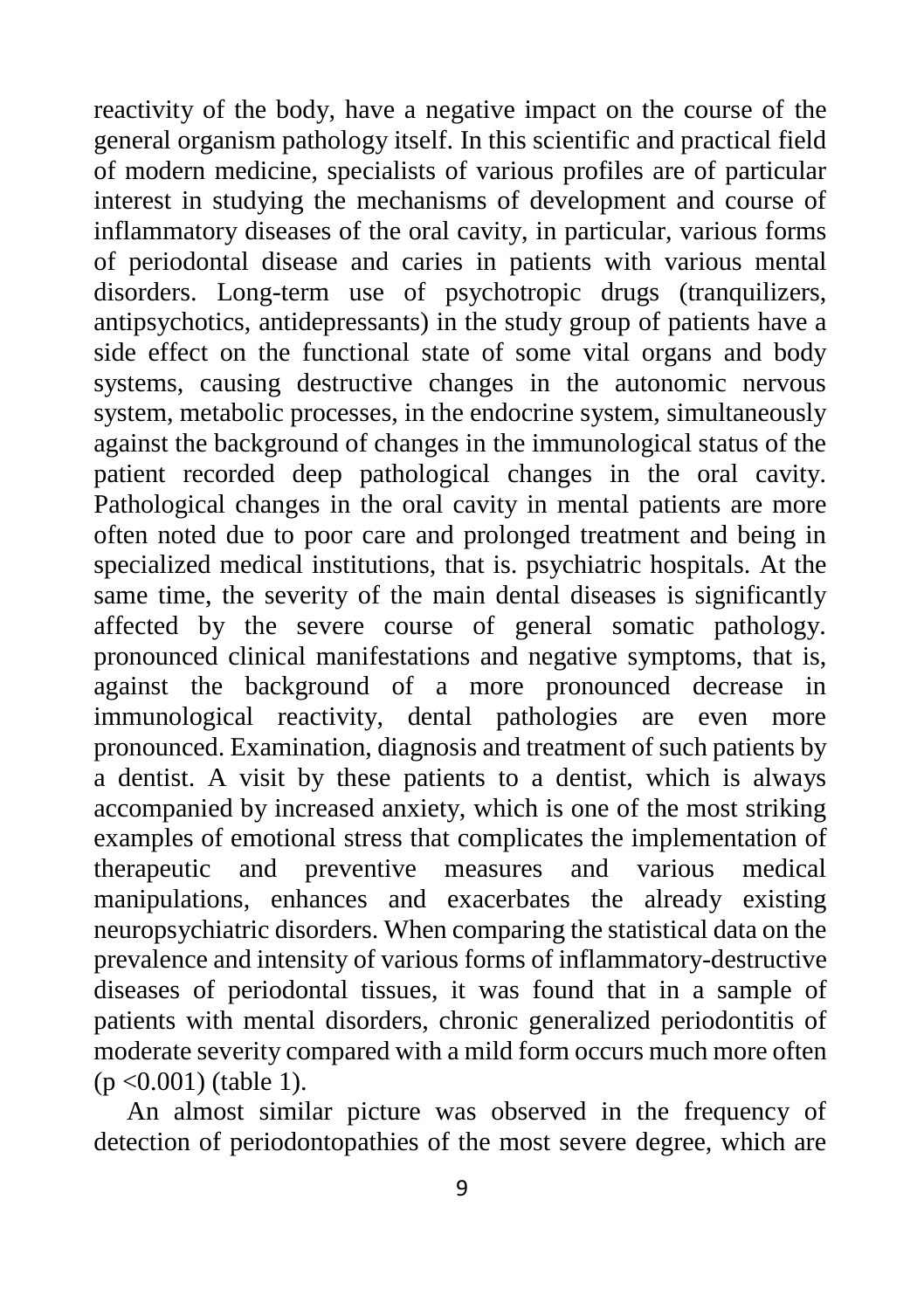reactivity of the body, have a negative impact on the course of the general organism pathology itself. In this scientific and practical field of modern medicine, specialists of various profiles are of particular interest in studying the mechanisms of development and course of inflammatory diseases of the oral cavity, in particular, various forms of periodontal disease and caries in patients with various mental disorders. Long-term use of psychotropic drugs (tranquilizers, antipsychotics, antidepressants) in the study group of patients have a side effect on the functional state of some vital organs and body systems, causing destructive changes in the autonomic nervous system, metabolic processes, in the endocrine system, simultaneously against the background of changes in the immunological status of the patient recorded deep pathological changes in the oral cavity. Pathological changes in the oral cavity in mental patients are more often noted due to poor care and prolonged treatment and being in specialized medical institutions, that is. psychiatric hospitals. At the same time, the severity of the main dental diseases is significantly affected by the severe course of general somatic pathology. pronounced clinical manifestations and negative symptoms, that is, against the background of a more pronounced decrease in immunological reactivity, dental pathologies are even more pronounced. Examination, diagnosis and treatment of such patients by a dentist. A visit by these patients to a dentist, which is always accompanied by increased anxiety, which is one of the most striking examples of emotional stress that complicates the implementation of therapeutic and preventive measures and various medical manipulations, enhances and exacerbates the already existing neuropsychiatric disorders. When comparing the statistical data on the prevalence and intensity of various forms of inflammatory-destructive diseases of periodontal tissues, it was found that in a sample of patients with mental disorders, chronic generalized periodontitis of moderate severity compared with a mild form occurs much more often ($p < 0.001$) (table 1).

An almost similar picture was observed in the frequency of detection of periodontopathies of the most severe degree, which are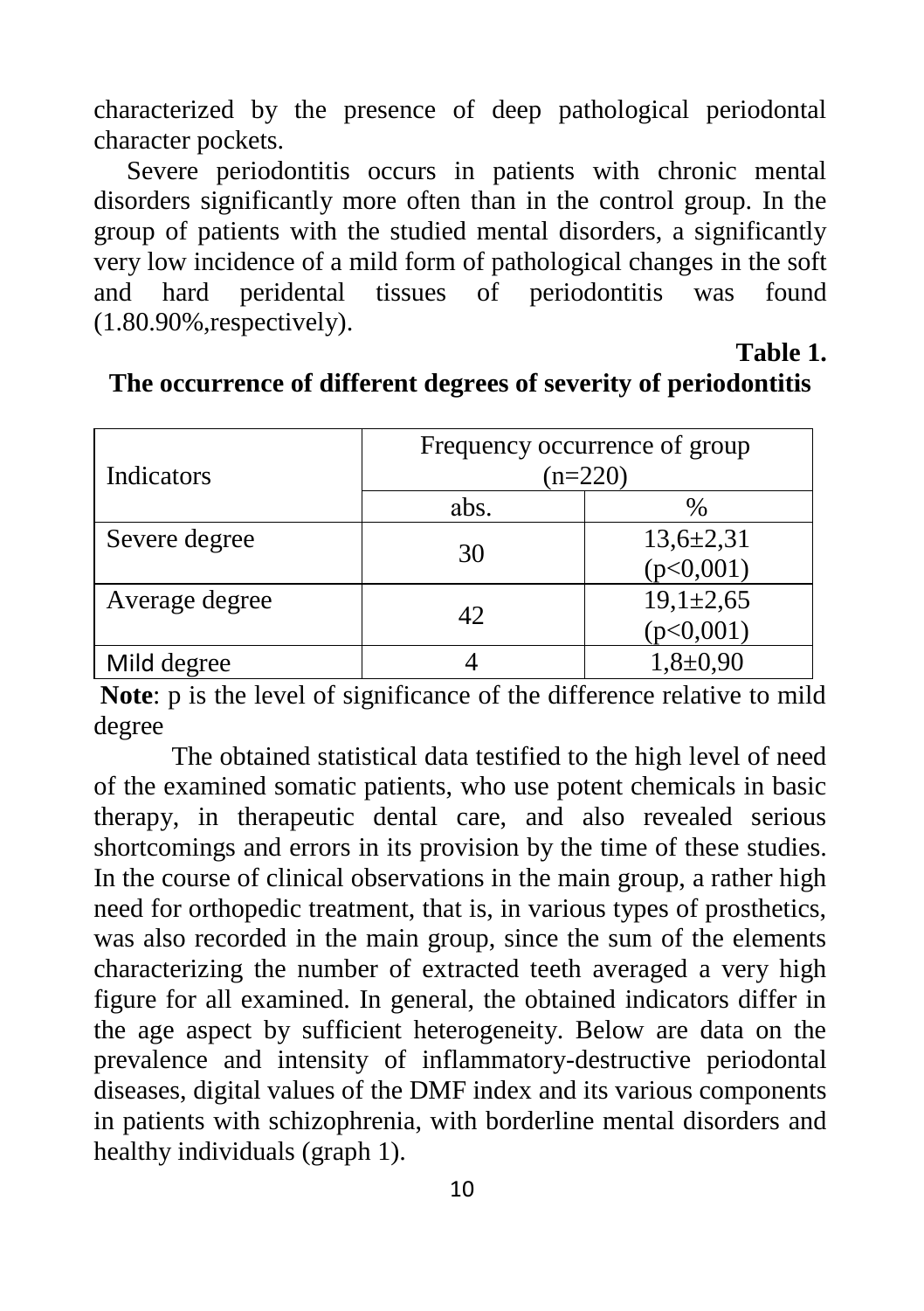characterized by the presence of deep pathological periodontal character pockets.

Severe periodontitis occurs in patients with chronic mental disorders significantly more often than in the control group. In the group of patients with the studied mental disorders, a significantly very low incidence of a mild form of pathological changes in the soft and hard peridental tissues of periodontitis was found (1.80.90%,respectively).

**Table 1.**

**The occurrence of different degrees of severity of periodontitis**

| Indicators | Frequency occurrence of group (n=220) | |
|---|---|---|
| | abs. | % |
| Severe degree | 30 | 13,6±2,31 (p<0,001) |
| Average degree | 42 | 19,1±2,65 (p<0,001) |
| Mild degree | 4 | 1,8±0,90 |

**Note**: p is the level of significance of the difference relative to mild degree

The obtained statistical data testified to the high level of need of the examined somatic patients, who use potent chemicals in basic therapy, in therapeutic dental care, and also revealed serious shortcomings and errors in its provision by the time of these studies. In the course of clinical observations in the main group, a rather high need for orthopedic treatment, that is, in various types of prosthetics, was also recorded in the main group, since the sum of the elements characterizing the number of extracted teeth averaged a very high figure for all examined. In general, the obtained indicators differ in the age aspect by sufficient heterogeneity. Below are data on the prevalence and intensity of inflammatory-destructive periodontal diseases, digital values of the DMF index and its various components in patients with schizophrenia, with borderline mental disorders and healthy individuals (graph 1).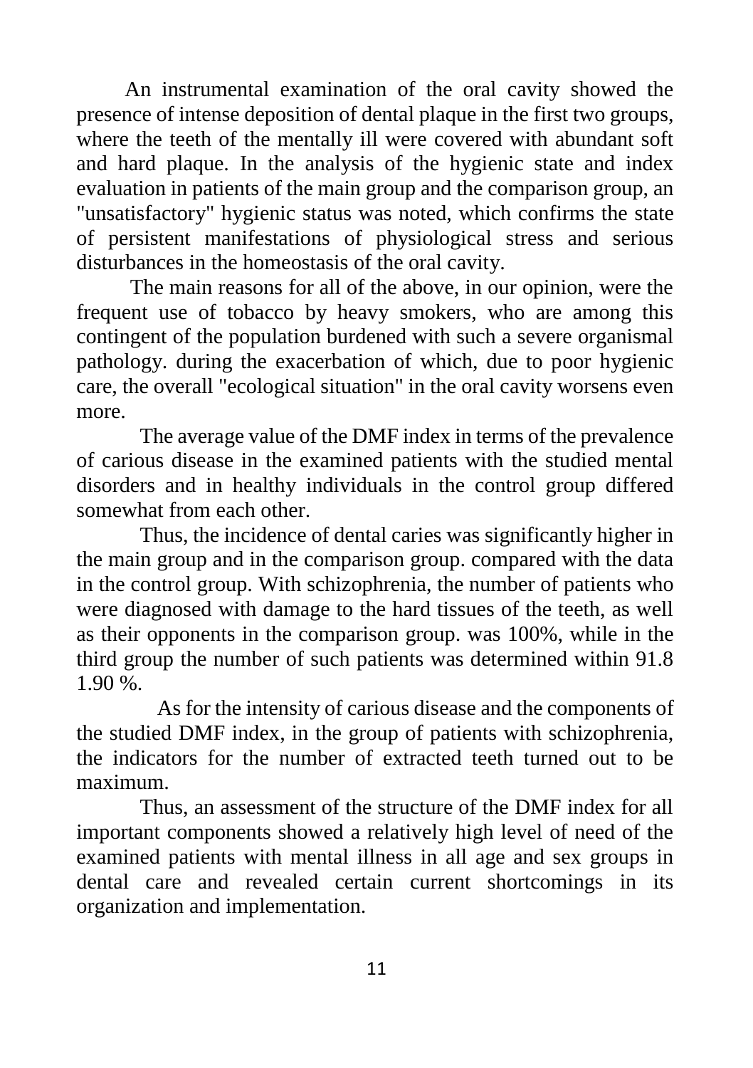An instrumental examination of the oral cavity showed the presence of intense deposition of dental plaque in the first two groups, where the teeth of the mentally ill were covered with abundant soft and hard plaque. In the analysis of the hygienic state and index evaluation in patients of the main group and the comparison group, an "unsatisfactory" hygienic status was noted, which confirms the state of persistent manifestations of physiological stress and serious disturbances in the homeostasis of the oral cavity.

The main reasons for all of the above, in our opinion, were the frequent use of tobacco by heavy smokers, who are among this contingent of the population burdened with such a severe organismal pathology. during the exacerbation of which, due to poor hygienic care, the overall "ecological situation" in the oral cavity worsens even more.

The average value of the DMF index in terms of the prevalence of carious disease in the examined patients with the studied mental disorders and in healthy individuals in the control group differed somewhat from each other.

Thus, the incidence of dental caries was significantly higher in the main group and in the comparison group. compared with the data in the control group. With schizophrenia, the number of patients who were diagnosed with damage to the hard tissues of the teeth, as well as their opponents in the comparison group. was 100%, while in the third group the number of such patients was determined within 91.8 1.90 %.

As for the intensity of carious disease and the components of the studied DMF index, in the group of patients with schizophrenia, the indicators for the number of extracted teeth turned out to be maximum.

Thus, an assessment of the structure of the DMF index for all important components showed a relatively high level of need of the examined patients with mental illness in all age and sex groups in dental care and revealed certain current shortcomings in its organization and implementation.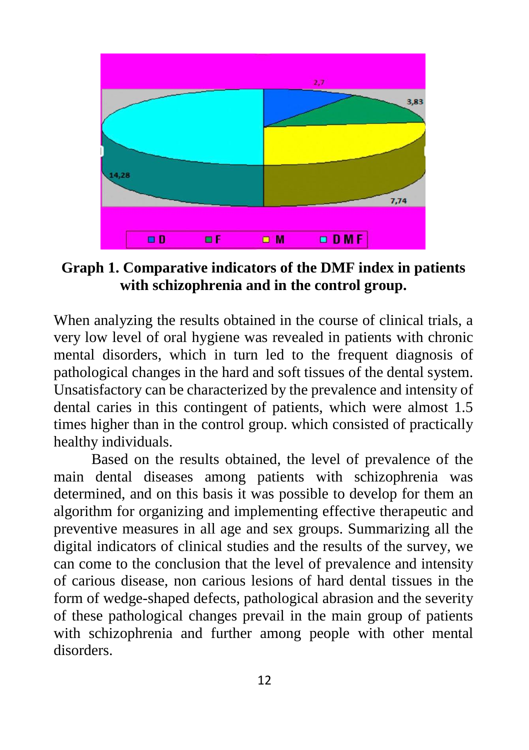**Graph 1. Comparative indicators of the DMF index in patients with schizophrenia and in the control group.**

When analyzing the results obtained in the course of clinical trials, a very low level of oral hygiene was revealed in patients with chronic mental disorders, which in turn led to the frequent diagnosis of pathological changes in the hard and soft tissues of the dental system. Unsatisfactory can be characterized by the prevalence and intensity of dental caries in this contingent of patients, which were almost 1.5 times higher than in the control group. which consisted of practically healthy individuals.

Based on the results obtained, the level of prevalence of the main dental diseases among patients with schizophrenia was determined, and on this basis it was possible to develop for them an algorithm for organizing and implementing effective therapeutic and preventive measures in all age and sex groups. Summarizing all the digital indicators of clinical studies and the results of the survey, we can come to the conclusion that the level of prevalence and intensity of carious disease, non carious lesions of hard dental tissues in the form of wedge-shaped defects, pathological abrasion and the severity of these pathological changes prevail in the main group of patients with schizophrenia and further among people with other mental disorders.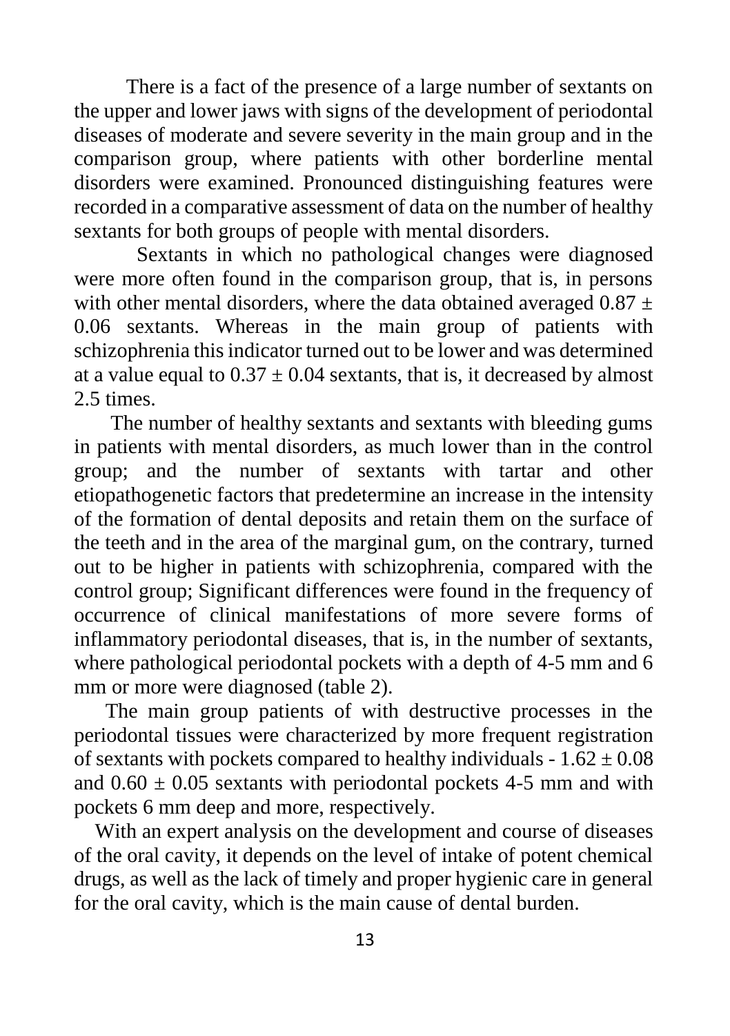There is a fact of the presence of a large number of sextants on the upper and lower jaws with signs of the development of periodontal diseases of moderate and severe severity in the main group and in the comparison group, where patients with other borderline mental disorders were examined. Pronounced distinguishing features were recorded in a comparative assessment of data on the number of healthy sextants for both groups of people with mental disorders.

Sextants in which no pathological changes were diagnosed were more often found in the comparison group, that is, in persons with other mental disorders, where the data obtained averaged $0.87 \pm 0.06$ sextants. Whereas in the main group of patients with schizophrenia this indicator turned out to be lower and was determined at a value equal to $0.37 \pm 0.04$ sextants, that is, it decreased by almost 2.5 times.

The number of healthy sextants and sextants with bleeding gums in patients with mental disorders, as much lower than in the control group; and the number of sextants with tartar and other etiopathogenetic factors that predetermine an increase in the intensity of the formation of dental deposits and retain them on the surface of the teeth and in the area of the marginal gum, on the contrary, turned out to be higher in patients with schizophrenia, compared with the control group; Significant differences were found in the frequency of occurrence of clinical manifestations of more severe forms of inflammatory periodontal diseases, that is, in the number of sextants, where pathological periodontal pockets with a depth of 4-5 mm and 6 mm or more were diagnosed (table 2).

The main group patients of with destructive processes in the periodontal tissues were characterized by more frequent registration of sextants with pockets compared to healthy individuals - $1.62 \pm 0.08$ and $0.60 \pm 0.05$ sextants with periodontal pockets 4-5 mm and with pockets 6 mm deep and more, respectively.

With an expert analysis on the development and course of diseases of the oral cavity, it depends on the level of intake of potent chemical drugs, as well as the lack of timely and proper hygienic care in general for the oral cavity, which is the main cause of dental burden.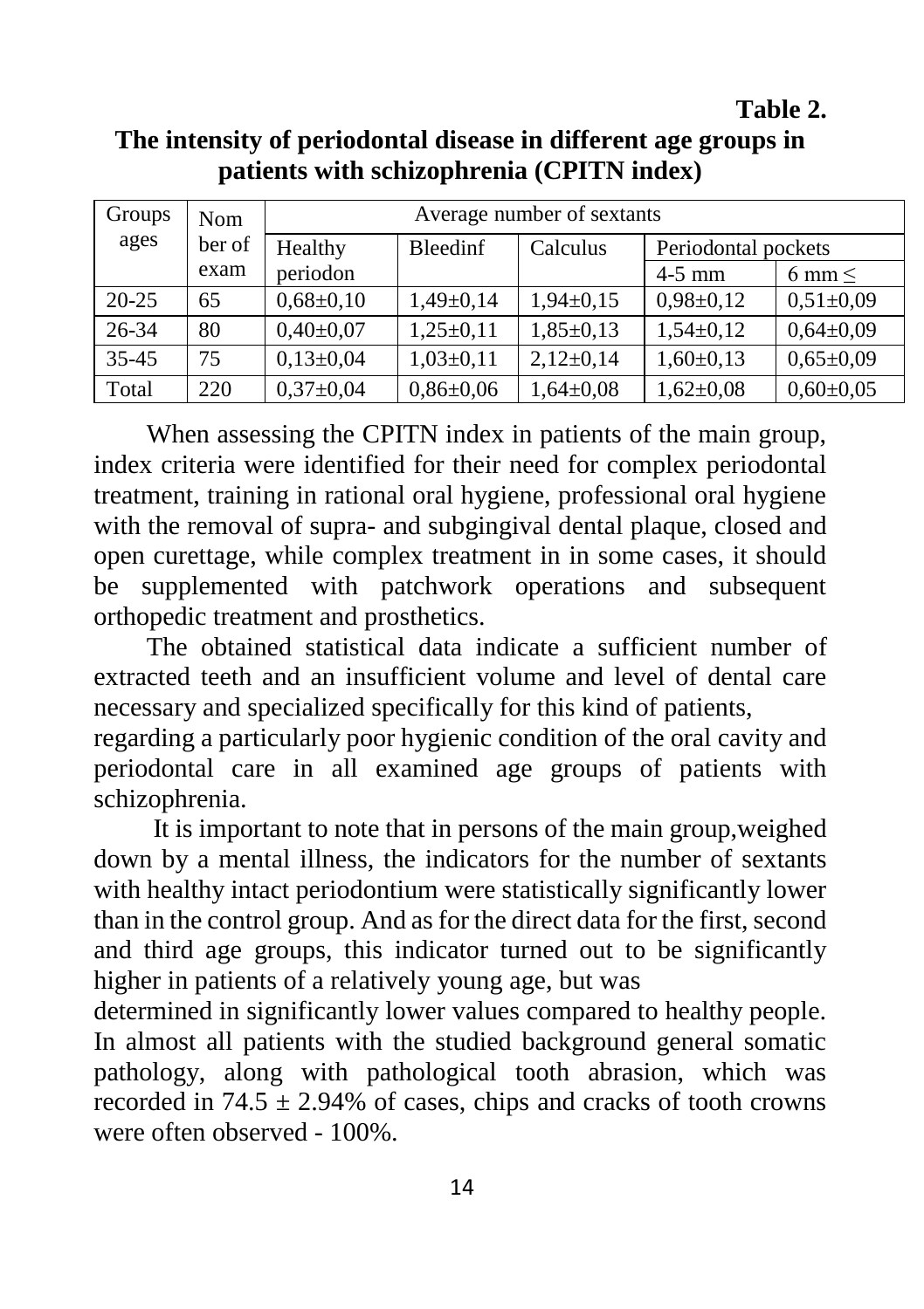**Table 2.**

**The intensity of periodontal disease in different age groups in patients with schizophrenia (CPITN index)**

| Groups ages | Nomber of exam | Average number of sextants | | | | |
|---|---|---|---|---|---|---|
| | | Healthy periodon | Bleedinf | Calculus | Periodontal pockets | |
| | | | | | 4-5 mm | 6 mm ≤ |
| 20-25 | 65 | 0,68±0,10 | 1,49±0,14 | 1,94±0,15 | 0,98±0,12 | 0,51±0,09 |
| 26-34 | 80 | 0,40±0,07 | 1,25±0,11 | 1,85±0,13 | 1,54±0,12 | 0,64±0,09 |
| 35-45 | 75 | 0,13±0,04 | 1,03±0,11 | 2,12±0,14 | 1,60±0,13 | 0,65±0,09 |
| Total | 220 | 0,37±0,04 | 0,86±0,06 | 1,64±0,08 | 1,62±0,08 | 0,60±0,05 |

When assessing the CPITN index in patients of the main group, index criteria were identified for their need for complex periodontal treatment, training in rational oral hygiene, professional oral hygiene with the removal of supra- and subgingival dental plaque, closed and open curettage, while complex treatment in in some cases, it should be supplemented with patchwork operations and subsequent orthopedic treatment and prosthetics.

The obtained statistical data indicate a sufficient number of extracted teeth and an insufficient volume and level of dental care necessary and specialized specifically for this kind of patients, regarding a particularly poor hygienic condition of the oral cavity and periodontal care in all examined age groups of patients with schizophrenia.

It is important to note that in persons of the main group,weighed down by a mental illness, the indicators for the number of sextants with healthy intact periodontium were statistically significantly lower than in the control group. And as for the direct data for the first, second and third age groups, this indicator turned out to be significantly higher in patients of a relatively young age, but was determined in significantly lower values compared to healthy people. In almost all patients with the studied background general somatic pathology, along with pathological tooth abrasion, which was recorded in 74.5 ± 2.94% of cases, chips and cracks of tooth crowns were often observed - 100%.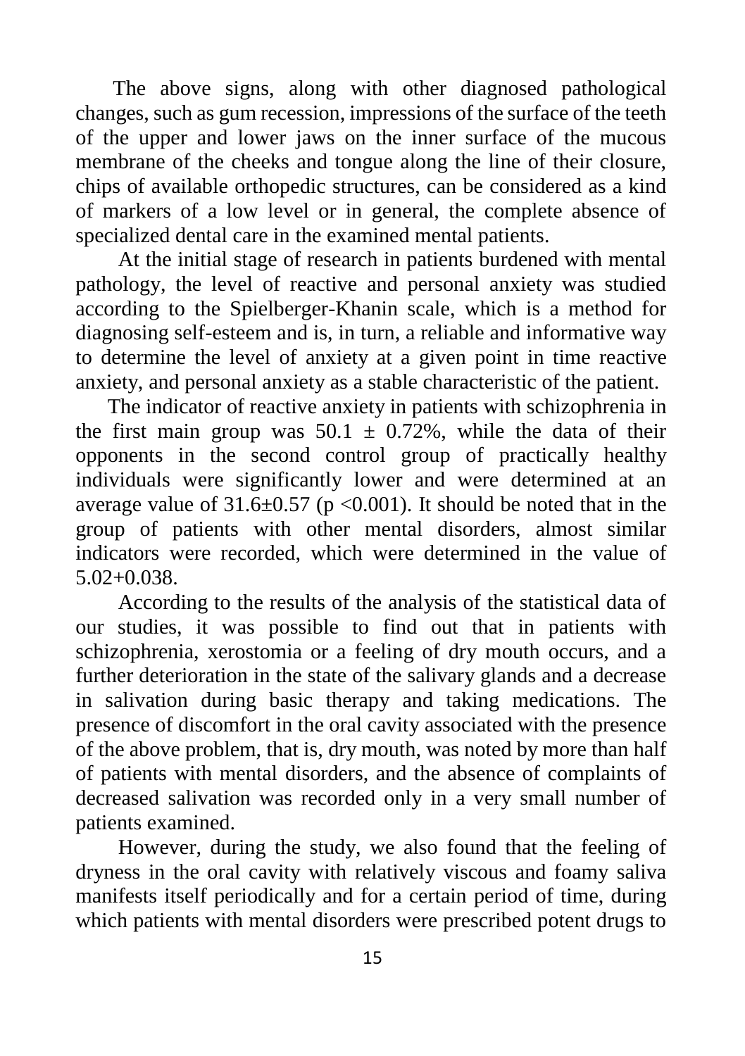The above signs, along with other diagnosed pathological changes, such as gum recession, impressions of the surface of the teeth of the upper and lower jaws on the inner surface of the mucous membrane of the cheeks and tongue along the line of their closure, chips of available orthopedic structures, can be considered as a kind of markers of a low level or in general, the complete absence of specialized dental care in the examined mental patients.

At the initial stage of research in patients burdened with mental pathology, the level of reactive and personal anxiety was studied according to the Spielberger-Khanin scale, which is a method for diagnosing self-esteem and is, in turn, a reliable and informative way to determine the level of anxiety at a given point in time reactive anxiety, and personal anxiety as a stable characteristic of the patient.

The indicator of reactive anxiety in patients with schizophrenia in the first main group was $50.1 \pm 0.72\%$, while the data of their opponents in the second control group of practically healthy individuals were significantly lower and were determined at an average value of $31.6 \pm 0.57$ ($p < 0.001$). It should be noted that in the group of patients with other mental disorders, almost similar indicators were recorded, which were determined in the value of $5.02+0.038$.

According to the results of the analysis of the statistical data of our studies, it was possible to find out that in patients with schizophrenia, xerostomia or a feeling of dry mouth occurs, and a further deterioration in the state of the salivary glands and a decrease in salivation during basic therapy and taking medications. The presence of discomfort in the oral cavity associated with the presence of the above problem, that is, dry mouth, was noted by more than half of patients with mental disorders, and the absence of complaints of decreased salivation was recorded only in a very small number of patients examined.

However, during the study, we also found that the feeling of dryness in the oral cavity with relatively viscous and foamy saliva manifests itself periodically and for a certain period of time, during which patients with mental disorders were prescribed potent drugs to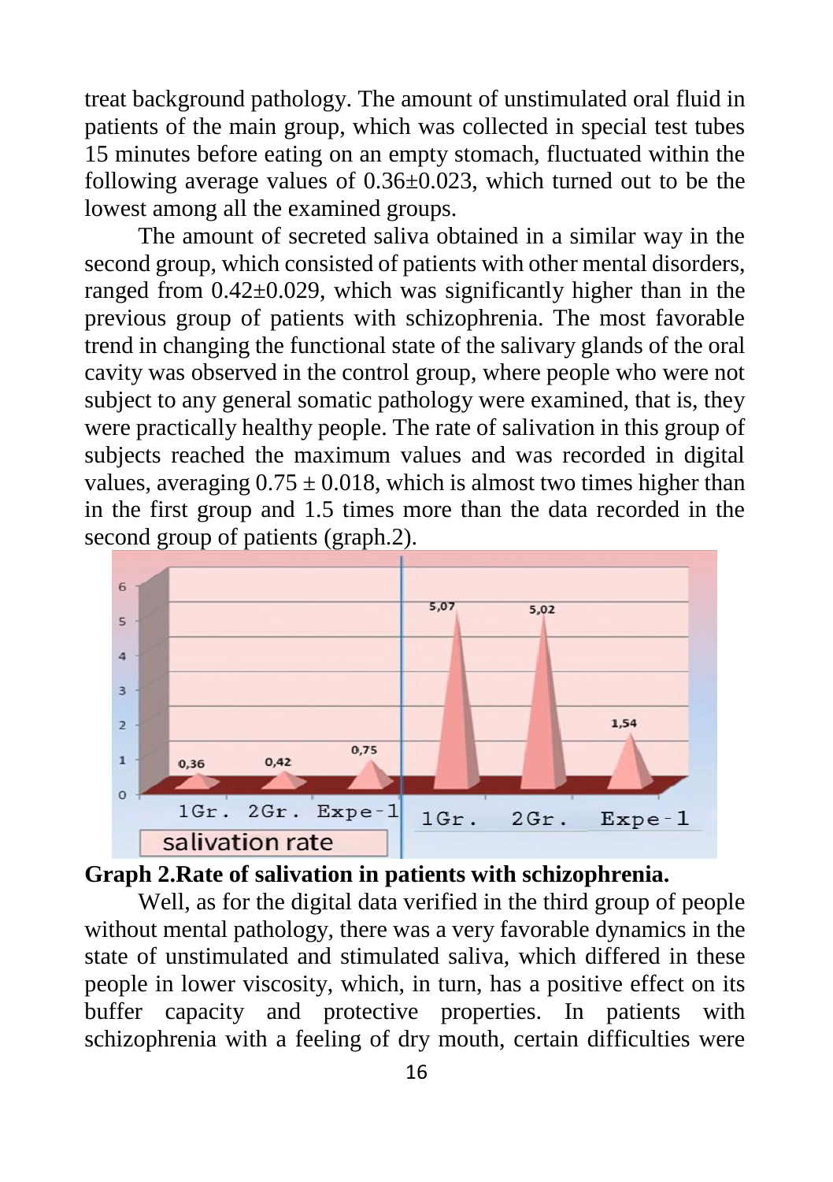treat background pathology. The amount of unstimulated oral fluid in patients of the main group, which was collected in special test tubes 15 minutes before eating on an empty stomach, fluctuated within the following average values of 0.36±0.023, which turned out to be the lowest among all the examined groups.

The amount of secreted saliva obtained in a similar way in the second group, which consisted of patients with other mental disorders, ranged from 0.42±0.029, which was significantly higher than in the previous group of patients with schizophrenia. The most favorable trend in changing the functional state of the salivary glands of the oral cavity was observed in the control group, where people who were not subject to any general somatic pathology were examined, that is, they were practically healthy people. The rate of salivation in this group of subjects reached the maximum values and was recorded in digital values, averaging 0.75 ± 0.018, which is almost two times higher than in the first group and 1.5 times more than the data recorded in the second group of patients (graph.2).

**Graph 2.Rate of salivation in patients with schizophrenia.**

Well, as for the digital data verified in the third group of people without mental pathology, there was a very favorable dynamics in the state of unstimulated and stimulated saliva, which differed in these people in lower viscosity, which, in turn, has a positive effect on its buffer capacity and protective properties. In patients with schizophrenia with a feeling of dry mouth, certain difficulties were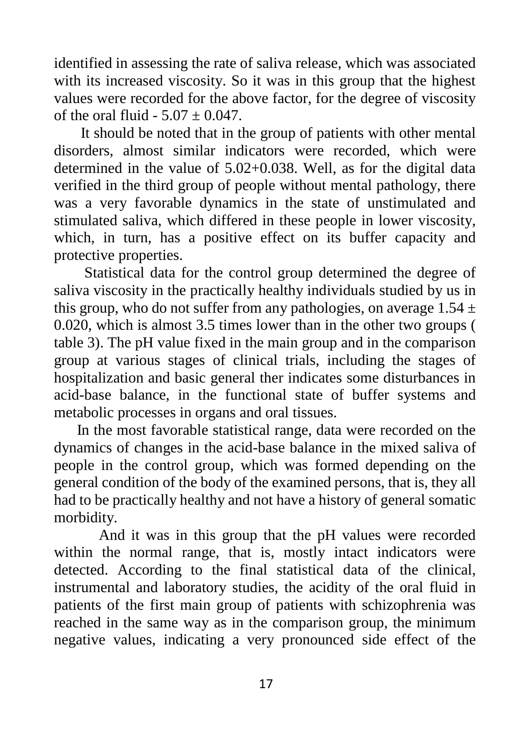identified in assessing the rate of saliva release, which was associated with its increased viscosity. So it was in this group that the highest values were recorded for the above factor, for the degree of viscosity of the oral fluid - $5.07 \pm 0.047$.

It should be noted that in the group of patients with other mental disorders, almost similar indicators were recorded, which were determined in the value of 5.02+0.038. Well, as for the digital data verified in the third group of people without mental pathology, there was a very favorable dynamics in the state of unstimulated and stimulated saliva, which differed in these people in lower viscosity, which, in turn, has a positive effect on its buffer capacity and protective properties.

Statistical data for the control group determined the degree of saliva viscosity in the practically healthy individuals studied by us in this group, who do not suffer from any pathologies, on average $1.54 \pm 0.020$, which is almost 3.5 times lower than in the other two groups ( table 3). The pH value fixed in the main group and in the comparison group at various stages of clinical trials, including the stages of hospitalization and basic general ther indicates some disturbances in acid-base balance, in the functional state of buffer systems and metabolic processes in organs and oral tissues.

In the most favorable statistical range, data were recorded on the dynamics of changes in the acid-base balance in the mixed saliva of people in the control group, which was formed depending on the general condition of the body of the examined persons, that is, they all had to be practically healthy and not have a history of general somatic morbidity.

And it was in this group that the pH values were recorded within the normal range, that is, mostly intact indicators were detected. According to the final statistical data of the clinical, instrumental and laboratory studies, the acidity of the oral fluid in patients of the first main group of patients with schizophrenia was reached in the same way as in the comparison group, the minimum negative values, indicating a very pronounced side effect of the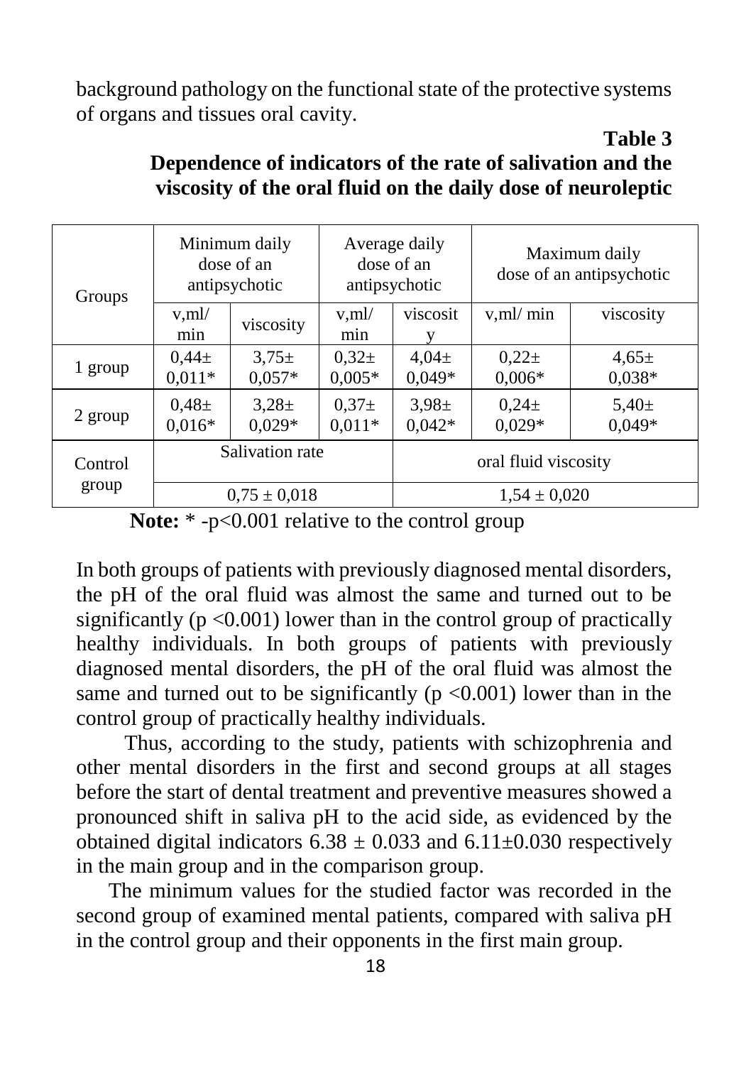background pathology on the functional state of the protective systems of organs and tissues oral cavity.

**Table 3**

**Dependence of indicators of the rate of salivation and the viscosity of the oral fluid on the daily dose of neuroleptic**

| Groups | Minimum daily dose of an antipsychotic | | Average daily dose of an antipsychotic | | Maximum daily dose of an antipsychotic | |
|---|---|---|---|---|---|---|
| | v,ml/ min | viscosity | v,ml/ min | viscosity | v,ml/ min | viscosity |
| 1 group | 0,44± 0,011* | 3,75± 0,057* | 0,32± 0,005* | 4,04± 0,049* | 0,22± 0,006* | 4,65± 0,038* |
| 2 group | 0,48± 0,016* | 3,28± 0,029* | 0,37± 0,011* | 3,98± 0,042* | 0,24± 0,029* | 5,40± 0,049* |
| Control group | Salivation rate | | | oral fluid viscosity | | |
| | 0,75 ± 0,018 | | | 1,54 ± 0,020 | | |

**Note:** * -p<0.001 relative to the control group

In both groups of patients with previously diagnosed mental disorders, the pH of the oral fluid was almost the same and turned out to be significantly ($p < 0.001$) lower than in the control group of practically healthy individuals. In both groups of patients with previously diagnosed mental disorders, the pH of the oral fluid was almost the same and turned out to be significantly ($p < 0.001$) lower than in the control group of practically healthy individuals.

Thus, according to the study, patients with schizophrenia and other mental disorders in the first and second groups at all stages before the start of dental treatment and preventive measures showed a pronounced shift in saliva pH to the acid side, as evidenced by the obtained digital indicators $6.38 \pm 0.033$ and $6.11 \pm 0.030$ respectively in the main group and in the comparison group.

The minimum values for the studied factor was recorded in the second group of examined mental patients, compared with saliva pH in the control group and their opponents in the first main group.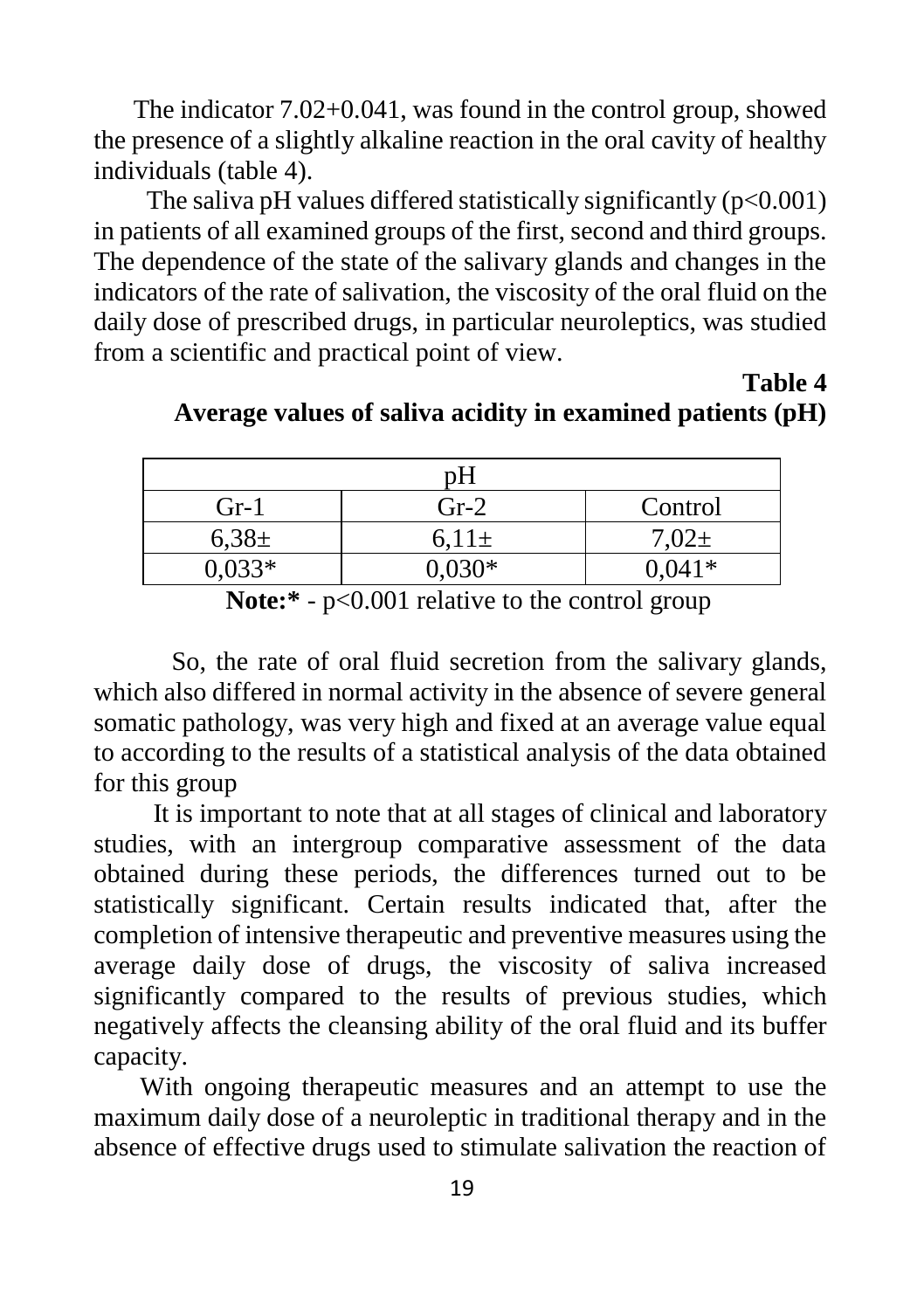The indicator 7.02+0.041, was found in the control group, showed the presence of a slightly alkaline reaction in the oral cavity of healthy individuals (table 4).

The saliva pH values differed statistically significantly ($p<0.001$) in patients of all examined groups of the first, second and third groups. The dependence of the state of the salivary glands and changes in the indicators of the rate of salivation, the viscosity of the oral fluid on the daily dose of prescribed drugs, in particular neuroleptics, was studied from a scientific and practical point of view.

**Table 4**

**Average values of saliva acidity in examined patients (pH)**

| pH | | |
|---|---|---|
| Gr-1 | Gr-2 | Control |
| 6,38± 0,033* | 6,11± 0,030* | 7,02± 0,041* |

**Note:*** - $p<0.001$ relative to the control group

So, the rate of oral fluid secretion from the salivary glands, which also differed in normal activity in the absence of severe general somatic pathology, was very high and fixed at an average value equal to according to the results of a statistical analysis of the data obtained for this group

It is important to note that at all stages of clinical and laboratory studies, with an intergroup comparative assessment of the data obtained during these periods, the differences turned out to be statistically significant. Certain results indicated that, after the completion of intensive therapeutic and preventive measures using the average daily dose of drugs, the viscosity of saliva increased significantly compared to the results of previous studies, which negatively affects the cleansing ability of the oral fluid and its buffer capacity.

With ongoing therapeutic measures and an attempt to use the maximum daily dose of a neuroleptic in traditional therapy and in the absence of effective drugs used to stimulate salivation the reaction of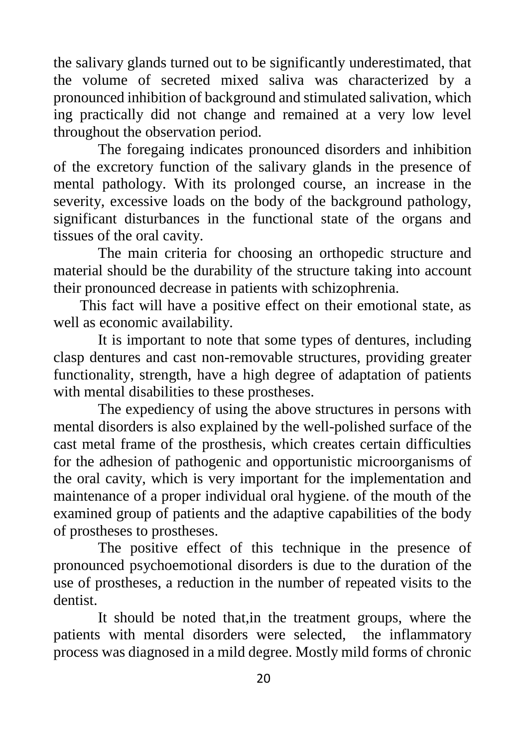the salivary glands turned out to be significantly underestimated, that the volume of secreted mixed saliva was characterized by a pronounced inhibition of background and stimulated salivation, which ing practically did not change and remained at a very low level throughout the observation period.

The foregaing indicates pronounced disorders and inhibition of the excretory function of the salivary glands in the presence of mental pathology. With its prolonged course, an increase in the severity, excessive loads on the body of the background pathology, significant disturbances in the functional state of the organs and tissues of the oral cavity.

The main criteria for choosing an orthopedic structure and material should be the durability of the structure taking into account their pronounced decrease in patients with schizophrenia.

This fact will have a positive effect on their emotional state, as well as economic availability.

It is important to note that some types of dentures, including clasp dentures and cast non-removable structures, providing greater functionality, strength, have a high degree of adaptation of patients with mental disabilities to these prostheses.

The expediency of using the above structures in persons with mental disorders is also explained by the well-polished surface of the cast metal frame of the prosthesis, which creates certain difficulties for the adhesion of pathogenic and opportunistic microorganisms of the oral cavity, which is very important for the implementation and maintenance of a proper individual oral hygiene. of the mouth of the examined group of patients and the adaptive capabilities of the body of prostheses to prostheses.

The positive effect of this technique in the presence of pronounced psychoemotional disorders is due to the duration of the use of prostheses, a reduction in the number of repeated visits to the dentist.

It should be noted that,in the treatment groups, where the patients with mental disorders were selected, the inflammatory process was diagnosed in a mild degree. Mostly mild forms of chronic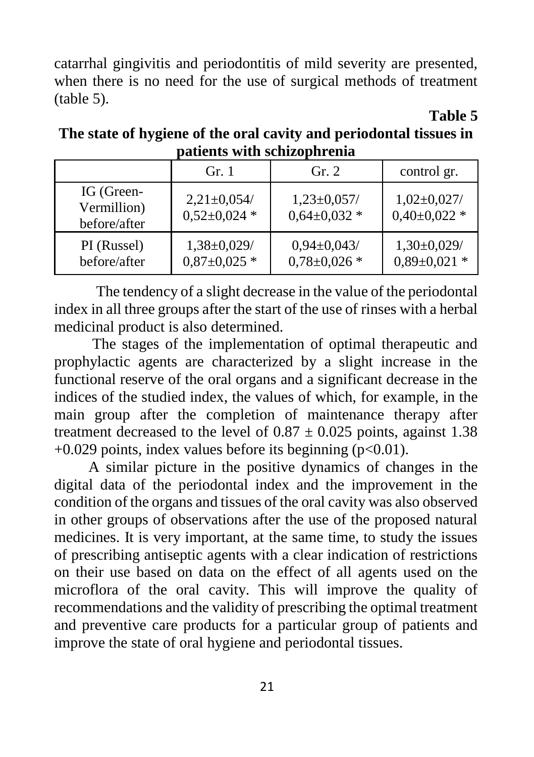catarrhal gingivitis and periodontitis of mild severity are presented, when there is no need for the use of surgical methods of treatment (table 5).

**Table 5**

**The state of hygiene of the oral cavity and periodontal tissues in patients with schizophrenia**

| | Gr. 1 | Gr. 2 | control gr. |
|---|---|---|---|
| IG (Green-Vermillion) before/after | 2,21±0,054/ 0,52±0,024 * | 1,23±0,057/ 0,64±0,032 * | 1,02±0,027/ 0,40±0,022 * |
| PI (Russel) before/after | 1,38±0,029/ 0,87±0,025 * | 0,94±0,043/ 0,78±0,026 * | 1,30±0,029/ 0,89±0,021 * |

The tendency of a slight decrease in the value of the periodontal index in all three groups after the start of the use of rinses with a herbal medicinal product is also determined.

The stages of the implementation of optimal therapeutic and prophylactic agents are characterized by a slight increase in the functional reserve of the oral organs and a significant decrease in the indices of the studied index, the values of which, for example, in the main group after the completion of maintenance therapy after treatment decreased to the level of $0.87 \pm 0.025$ points, against 1.38 +0.029 points, index values before its beginning ($p<0.01$).

A similar picture in the positive dynamics of changes in the digital data of the periodontal index and the improvement in the condition of the organs and tissues of the oral cavity was also observed in other groups of observations after the use of the proposed natural medicines. It is very important, at the same time, to study the issues of prescribing antiseptic agents with a clear indication of restrictions on their use based on data on the effect of all agents used on the microflora of the oral cavity. This will improve the quality of recommendations and the validity of prescribing the optimal treatment and preventive care products for a particular group of patients and improve the state of oral hygiene and periodontal tissues.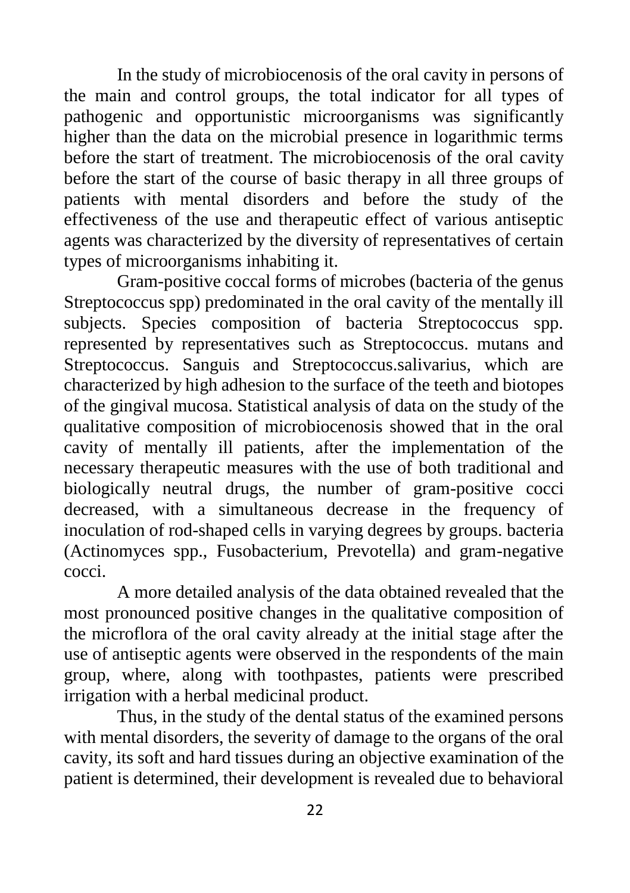In the study of microbiocenosis of the oral cavity in persons of the main and control groups, the total indicator for all types of pathogenic and opportunistic microorganisms was significantly higher than the data on the microbial presence in logarithmic terms before the start of treatment. The microbiocenosis of the oral cavity before the start of the course of basic therapy in all three groups of patients with mental disorders and before the study of the effectiveness of the use and therapeutic effect of various antiseptic agents was characterized by the diversity of representatives of certain types of microorganisms inhabiting it.

Gram-positive coccal forms of microbes (bacteria of the genus Streptococcus spp) predominated in the oral cavity of the mentally ill subjects. Species composition of bacteria Streptococcus spp. represented by representatives such as Streptococcus. mutans and Streptococcus. Sanguis and Streptococcus.salivarius, which are characterized by high adhesion to the surface of the teeth and biotopes of the gingival mucosa. Statistical analysis of data on the study of the qualitative composition of microbiocenosis showed that in the oral cavity of mentally ill patients, after the implementation of the necessary therapeutic measures with the use of both traditional and biologically neutral drugs, the number of gram-positive cocci decreased, with a simultaneous decrease in the frequency of inoculation of rod-shaped cells in varying degrees by groups. bacteria (Actinomyces spp., Fusobacterium, Prevotella) and gram-negative cocci.

A more detailed analysis of the data obtained revealed that the most pronounced positive changes in the qualitative composition of the microflora of the oral cavity already at the initial stage after the use of antiseptic agents were observed in the respondents of the main group, where, along with toothpastes, patients were prescribed irrigation with a herbal medicinal product.

Thus, in the study of the dental status of the examined persons with mental disorders, the severity of damage to the organs of the oral cavity, its soft and hard tissues during an objective examination of the patient is determined, their development is revealed due to behavioral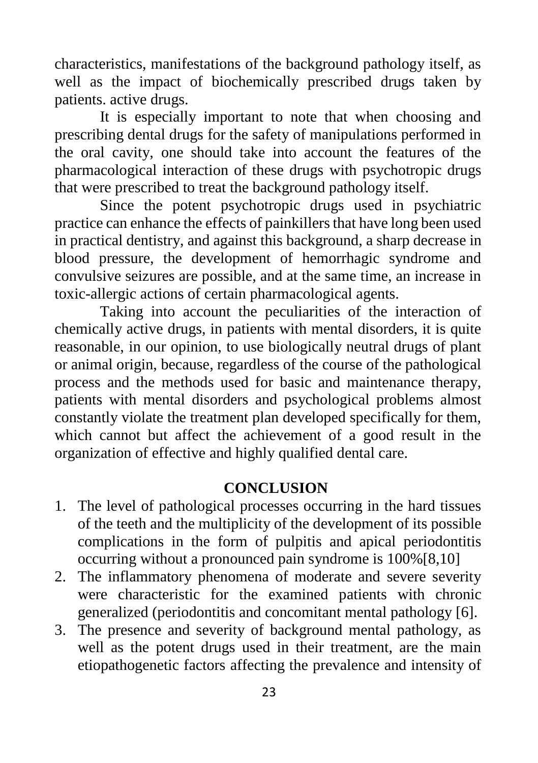characteristics, manifestations of the background pathology itself, as well as the impact of biochemically prescribed drugs taken by patients. active drugs.

It is especially important to note that when choosing and prescribing dental drugs for the safety of manipulations performed in the oral cavity, one should take into account the features of the pharmacological interaction of these drugs with psychotropic drugs that were prescribed to treat the background pathology itself.

Since the potent psychotropic drugs used in psychiatric practice can enhance the effects of painkillers that have long been used in practical dentistry, and against this background, a sharp decrease in blood pressure, the development of hemorrhagic syndrome and convulsive seizures are possible, and at the same time, an increase in toxic-allergic actions of certain pharmacological agents.

Taking into account the peculiarities of the interaction of chemically active drugs, in patients with mental disorders, it is quite reasonable, in our opinion, to use biologically neutral drugs of plant or animal origin, because, regardless of the course of the pathological process and the methods used for basic and maintenance therapy, patients with mental disorders and psychological problems almost constantly violate the treatment plan developed specifically for them, which cannot but affect the achievement of a good result in the organization of effective and highly qualified dental care.

## CONCLUSION

1. The level of pathological processes occurring in the hard tissues of the teeth and the multiplicity of the development of its possible complications in the form of pulpitis and apical periodontitis occurring without a pronounced pain syndrome is 100%[8,10]
2. The inflammatory phenomena of moderate and severe severity were characteristic for the examined patients with chronic generalized (periodontitis and concomitant mental pathology [6].
3. The presence and severity of background mental pathology, as well as the potent drugs used in their treatment, are the main etiopathogenetic factors affecting the prevalence and intensity of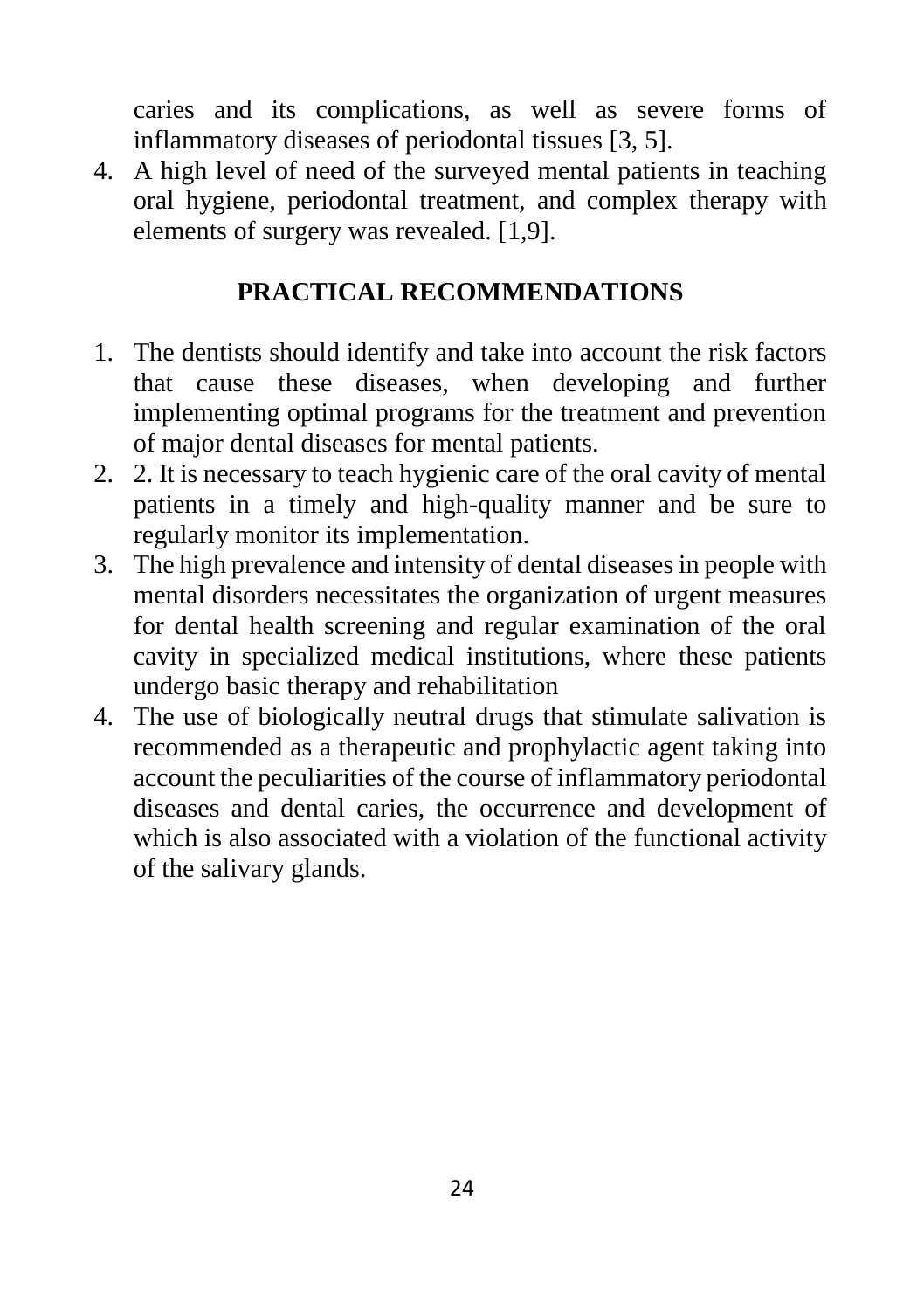caries and its complications, as well as severe forms of inflammatory diseases of periodontal tissues [3, 5].

4. A high level of need of the surveyed mental patients in teaching oral hygiene, periodontal treatment, and complex therapy with elements of surgery was revealed. [1,9].

## PRACTICAL RECOMMENDATIONS

1. The dentists should identify and take into account the risk factors that cause these diseases, when developing and further implementing optimal programs for the treatment and prevention of major dental diseases for mental patients.
2. 2. It is necessary to teach hygienic care of the oral cavity of mental patients in a timely and high-quality manner and be sure to regularly monitor its implementation.
3. The high prevalence and intensity of dental diseases in people with mental disorders necessitates the organization of urgent measures for dental health screening and regular examination of the oral cavity in specialized medical institutions, where these patients undergo basic therapy and rehabilitation
4. The use of biologically neutral drugs that stimulate salivation is recommended as a therapeutic and prophylactic agent taking into account the peculiarities of the course of inflammatory periodontal diseases and dental caries, the occurrence and development of which is also associated with a violation of the functional activity of the salivary glands.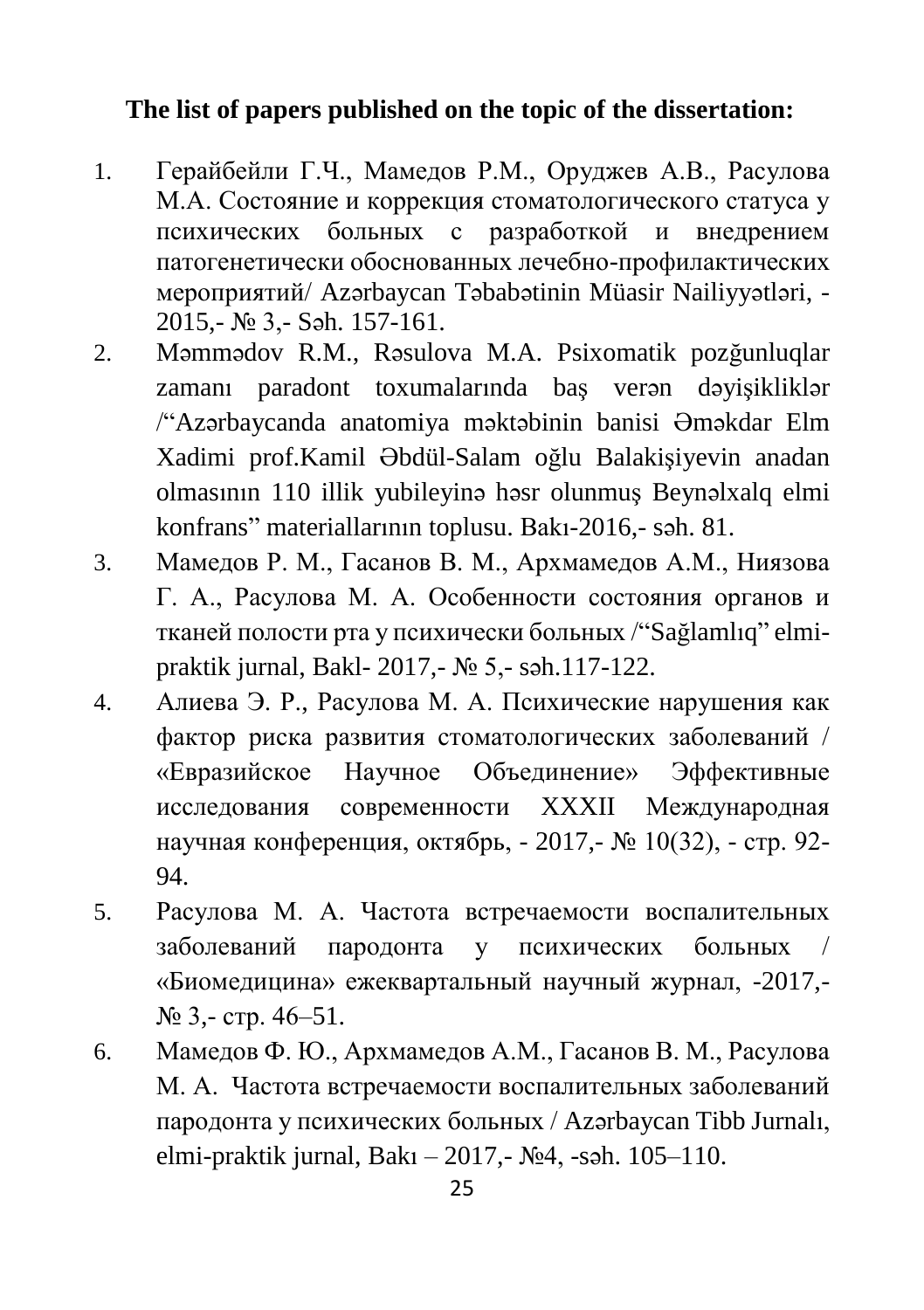**The list of papers published on the topic of the dissertation:**

1. Герайбейли Г.Ч., Мамедов Р.М., Оруджев А.В., Расулова М.А. Состояние и коррекция стоматологического статуса у психических больных с разработкой и внедрением патогенетически обоснованных лечебно-профилактических мероприятий/ Azərbaycan Təbabətinin Müasir Nailiyyətləri, - 2015,- № 3,- Səh. 157-161.
2. Məmmədov R.M., Rəsulova M.A. Psixomatik pozğunluqlar zamanı paradont toxumalarında baş verən dəyişikliklər /"Azərbaycanda anatomiya məktəbinin banisi Əməkdar Elm Xadimi prof.Kamil Əbdül-Salam oğlu Balakişiyevin anadan olmasının 110 illik yubileyinə həsr olunmuş Beynəlxalq elmi konfrans" materiallarının toplusu. Bakı-2016,- səh. 81.
3. Мамедов Р. М., Гасанов В. М., Архмамедов А.М., Ниязова Г. А., Расулова М. А. Особенности состояния органов и тканей полости рта у психически больных /"Sağlamlıq" elmi-praktik jurnal, Bakl- 2017,- № 5,- səh.117-122.
4. Алиева Э. Р., Расулова М. А. Психические нарушения как фактор риска развития стоматологических заболеваний / «Евразийское Научное Объединение» Эффективные исследования современности XXXII Международная научная конференция, октябрь, - 2017,- № 10(32), - стр. 92-94.
5. Расулова М. А. Частота встречаемости воспалительных заболеваний пародонта у психических больных / «Биомедицина» ежеквартальный научный журнал, -2017,- № 3,- стр. 46–51.
6. Мамедов Ф. Ю., Архмамедов А.М., Гасанов В. М., Расулова М. А. Частота встречаемости воспалительных заболеваний пародонта у психических больных / Azərbaycan Tibb Jurnalı, elmi-praktik jurnal, Bakı – 2017,- №4, -səh. 105–110.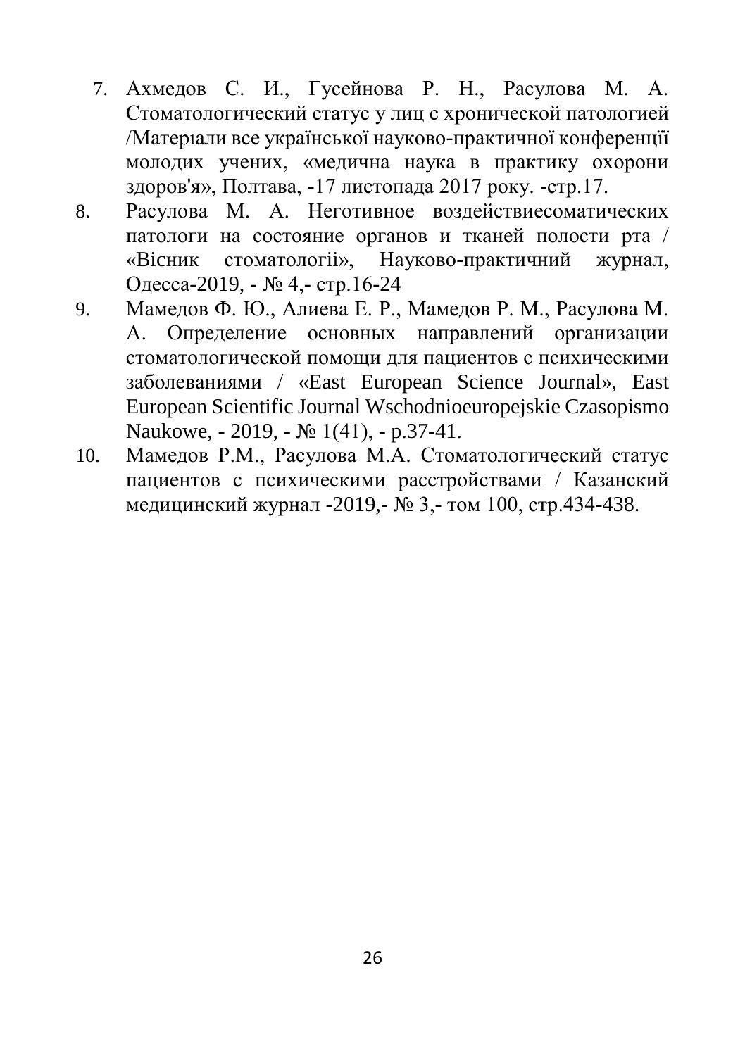7. Ахмедов С. И., Гусейнова Р. Н., Расулова М. А. Стоматологический статус у лиц с хронической патологией /Матерıали все української науково-практичної конференції молодих учених, «медична наука в практику охорони здоров'я», Полтава, -17 листопада 2017 року. -стр.17.
8. Расулова М. А. Неготивное воздействиесоматических патологи на состояние органов и тканей полости рта / «Вiсник стоматологii», Науково-практичний журнал, Одесса-2019, - № 4,- стр.16-24
9. Мамедов Ф. Ю., Алиева Е. Р., Мамедов Р. М., Расулова М. А. Определение основных направлений организации стоматологической помощи для пациентов с психическими заболеваниями / «East European Science Journal», East European Scientific Journal Wschodnioeuropejskie Czasopismo Naukowe, - 2019, - № 1(41), - p.37-41.
10. Мамедов Р.М., Расулова М.А. Стоматологический статус пациентов с психическими расстройствами / Казанский медицинский журнал -2019,- № 3,- том 100, стр.434-438.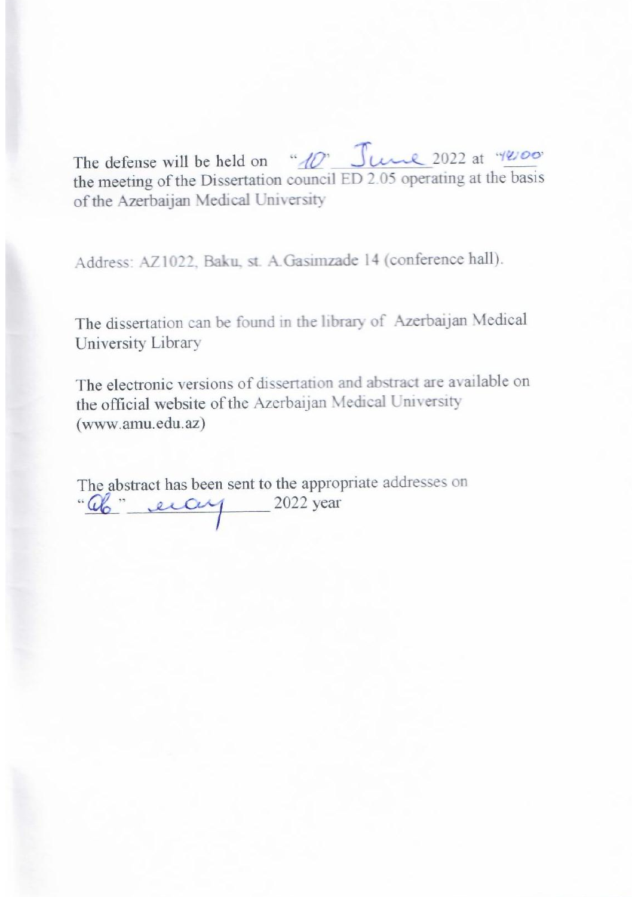The defense will be held on "10" June 2022 at "14:00" the meeting of the Dissertation council ED 2.05 operating at the basis of the Azerbaijan Medical University

Address: AZ1022, Baku, st. A.Gasimzade 14 (conference hall).

The dissertation can be found in the library of Azerbaijan Medical University Library

The electronic versions of dissertation and abstract are available on the official website of the Azerbaijan Medical University (www.amu.edu.az)

The abstract has been sent to the appropriate addresses on "06" may 2022 year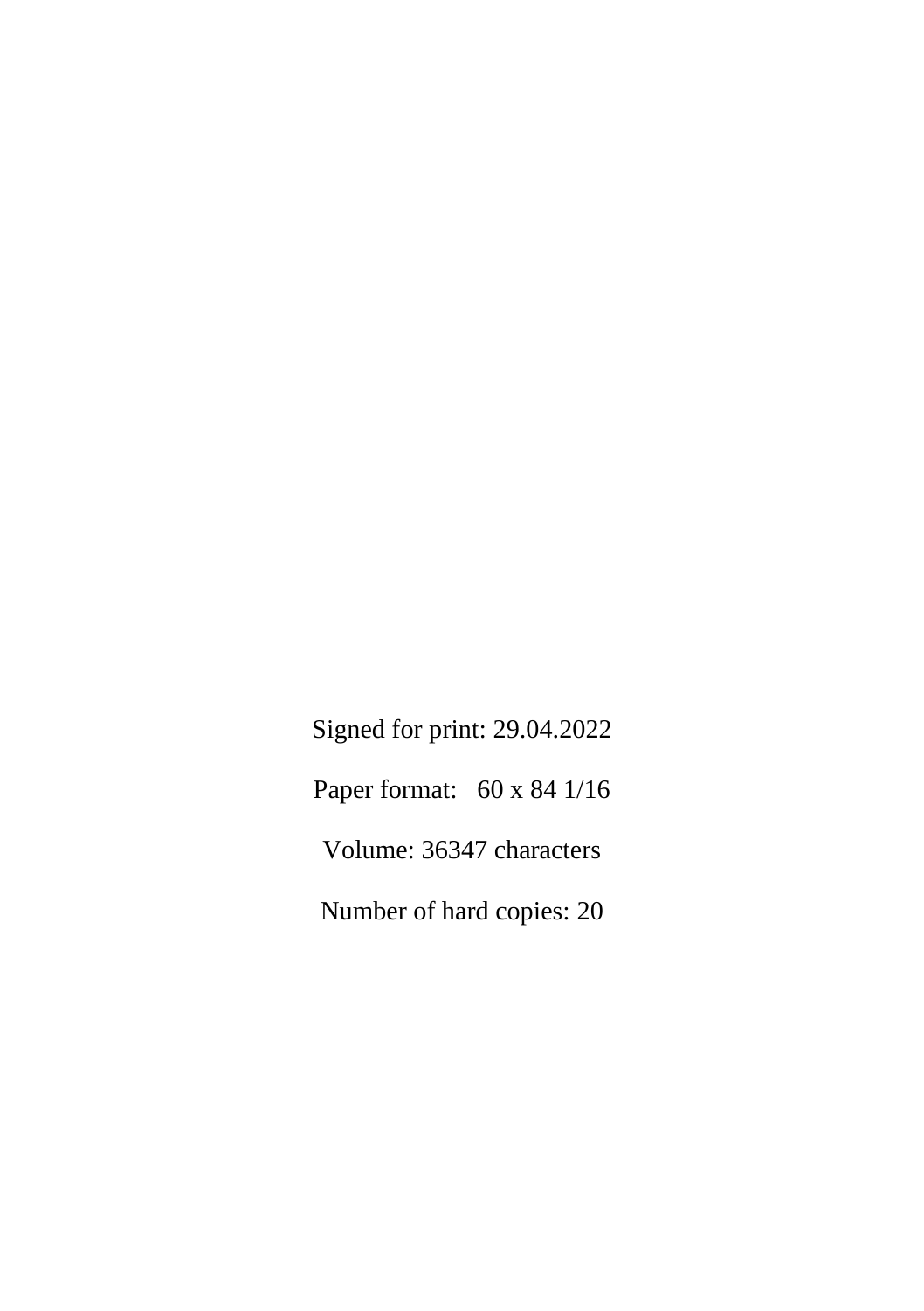Signed for print: 29.04.2022

Paper format: 60 x 84 1/16

Volume: 36347 characters

Number of hard copies: 20